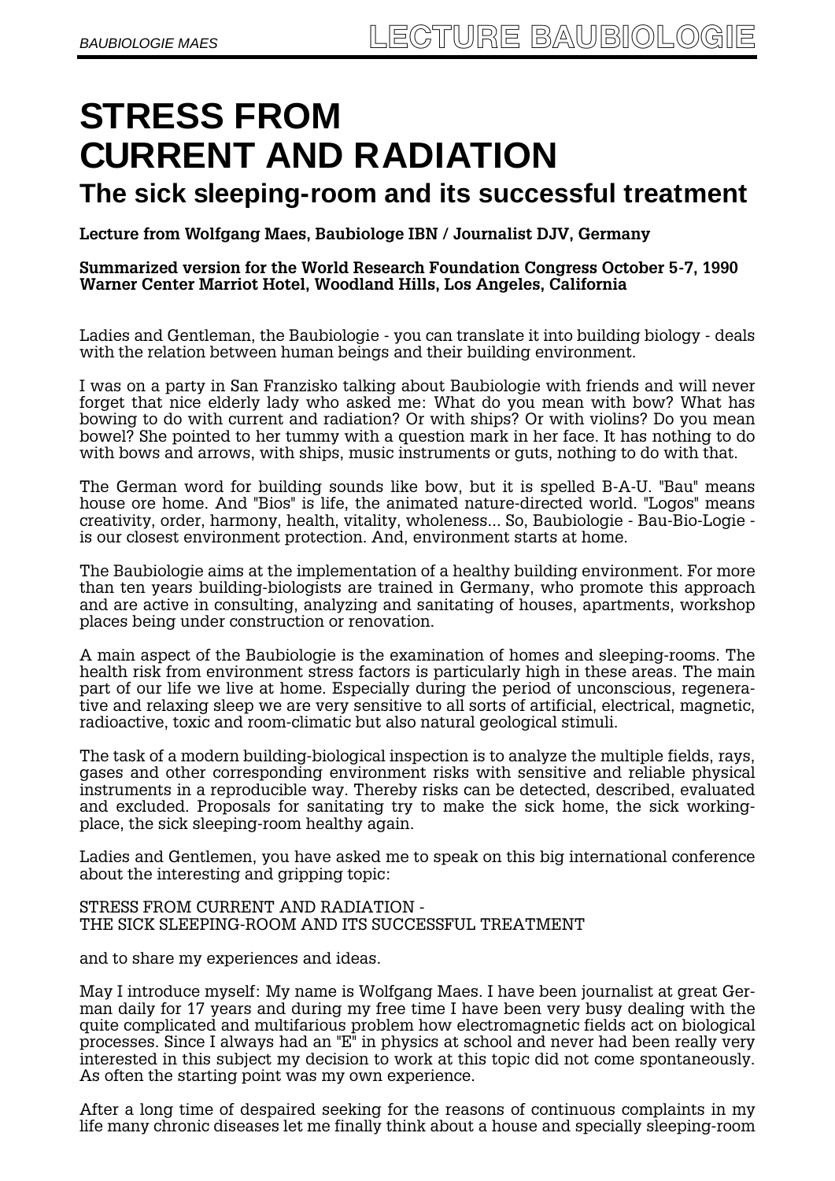# STRESS FROM CURRENT AND RADIATION

## The sick sleeping-room and its successful treatment

**Lecture from Wolfgang Maes, Baubiologe IBN / Journalist DJV, Germany**

**Summarized version for the World Research Foundation Congress October 5-7, 1990**
**Warner Center Marriot Hotel, Woodland Hills, Los Angeles, California**

Ladies and Gentleman, the Baubiologie - you can translate it into building biology - deals with the relation between human beings and their building environment.

I was on a party in San Franzisko talking about Baubiologie with friends and will never forget that nice elderly lady who asked me: What do you mean with bow? What has bowing to do with current and radiation? Or with ships? Or with violins? Do you mean bowel? She pointed to her tummy with a question mark in her face. It has nothing to do with bows and arrows, with ships, music instruments or guts, nothing to do with that.

The German word for building sounds like bow, but it is spelled B-A-U. "Bau" means house ore home. And "Bios" is life, the animated nature-directed world. "Logos" means creativity, order, harmony, health, vitality, wholeness... So, Baubiologie - Bau-Bio-Logie - is our closest environment protection. And, environment starts at home.

The Baubiologie aims at the implementation of a healthy building environment. For more than ten years building-biologists are trained in Germany, who promote this approach and are active in consulting, analyzing and sanitating of houses, apartments, workshop places being under construction or renovation.

A main aspect of the Baubiologie is the examination of homes and sleeping-rooms. The health risk from environment stress factors is particularly high in these areas. The main part of our life we live at home. Especially during the period of unconscious, regenerative and relaxing sleep we are very sensitive to all sorts of artificial, electrical, magnetic, radioactive, toxic and room-climatic but also natural geological stimuli.

The task of a modern building-biological inspection is to analyze the multiple fields, rays, gases and other corresponding environment risks with sensitive and reliable physical instruments in a reproducible way. Thereby risks can be detected, described, evaluated and excluded. Proposals for sanitating try to make the sick home, the sick working-place, the sick sleeping-room healthy again.

Ladies and Gentlemen, you have asked me to speak on this big international conference about the interesting and gripping topic:

STRESS FROM CURRENT AND RADIATION -
THE SICK SLEEPING-ROOM AND ITS SUCCESSFUL TREATMENT

and to share my experiences and ideas.

May I introduce myself: My name is Wolfgang Maes. I have been journalist at great German daily for 17 years and during my free time I have been very busy dealing with the quite complicated and multifarious problem how electromagnetic fields act on biological processes. Since I always had an "E" in physics at school and never had been really very interested in this subject my decision to work at this topic did not come spontaneously. As often the starting point was my own experience.

After a long time of despaired seeking for the reasons of continuous complaints in my life many chronic diseases let me finally think about a house and specially sleeping-room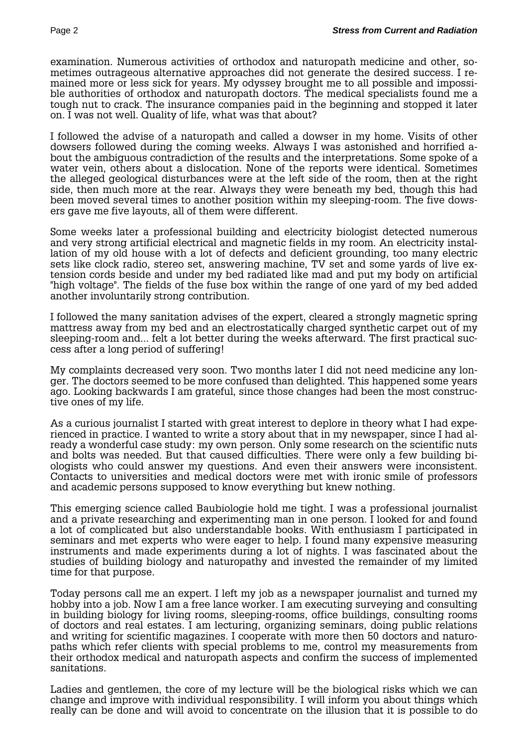examination. Numerous activities of orthodox and naturopath medicine and other, sometimes outrageous alternative approaches did not generate the desired success. I remained more or less sick for years. My odyssey brought me to all possible and impossible authorities of orthodox and naturopath doctors. The medical specialists found me a tough nut to crack. The insurance companies paid in the beginning and stopped it later on. I was not well. Quality of life, what was that about?

I followed the advise of a naturopath and called a dowser in my home. Visits of other dowsers followed during the coming weeks. Always I was astonished and horrified about the ambiguous contradiction of the results and the interpretations. Some spoke of a water vein, others about a dislocation. None of the reports were identical. Sometimes the alleged geological disturbances were at the left side of the room, then at the right side, then much more at the rear. Always they were beneath my bed, though this had been moved several times to another position within my sleeping-room. The five dowsers gave me five layouts, all of them were different.

Some weeks later a professional building and electricity biologist detected numerous and very strong artificial electrical and magnetic fields in my room. An electricity installation of my old house with a lot of defects and deficient grounding, too many electric sets like clock radio, stereo set, answering machine, TV set and some yards of live extension cords beside and under my bed radiated like mad and put my body on artificial "high voltage". The fields of the fuse box within the range of one yard of my bed added another involuntarily strong contribution.

I followed the many sanitation advises of the expert, cleared a strongly magnetic spring mattress away from my bed and an electrostatically charged synthetic carpet out of my sleeping-room and... felt a lot better during the weeks afterward. The first practical success after a long period of suffering!

My complaints decreased very soon. Two months later I did not need medicine any longer. The doctors seemed to be more confused than delighted. This happened some years ago. Looking backwards I am grateful, since those changes had been the most constructive ones of my life.

As a curious journalist I started with great interest to deplore in theory what I had experienced in practice. I wanted to write a story about that in my newspaper, since I had already a wonderful case study: my own person. Only some research on the scientific nuts and bolts was needed. But that caused difficulties. There were only a few building biologists who could answer my questions. And even their answers were inconsistent. Contacts to universities and medical doctors were met with ironic smile of professors and academic persons supposed to know everything but knew nothing.

This emerging science called Baubiologie hold me tight. I was a professional journalist and a private researching and experimenting man in one person. I looked for and found a lot of complicated but also understandable books. With enthusiasm I participated in seminars and met experts who were eager to help. I found many expensive measuring instruments and made experiments during a lot of nights. I was fascinated about the studies of building biology and naturopathy and invested the remainder of my limited time for that purpose.

Today persons call me an expert. I left my job as a newspaper journalist and turned my hobby into a job. Now I am a free lance worker. I am executing surveying and consulting in building biology for living rooms, sleeping-rooms, office buildings, consulting rooms of doctors and real estates. I am lecturing, organizing seminars, doing public relations and writing for scientific magazines. I cooperate with more then 50 doctors and naturopaths which refer clients with special problems to me, control my measurements from their orthodox medical and naturopath aspects and confirm the success of implemented sanitations.

Ladies and gentlemen, the core of my lecture will be the biological risks which we can change and improve with individual responsibility. I will inform you about things which really can be done and will avoid to concentrate on the illusion that it is possible to do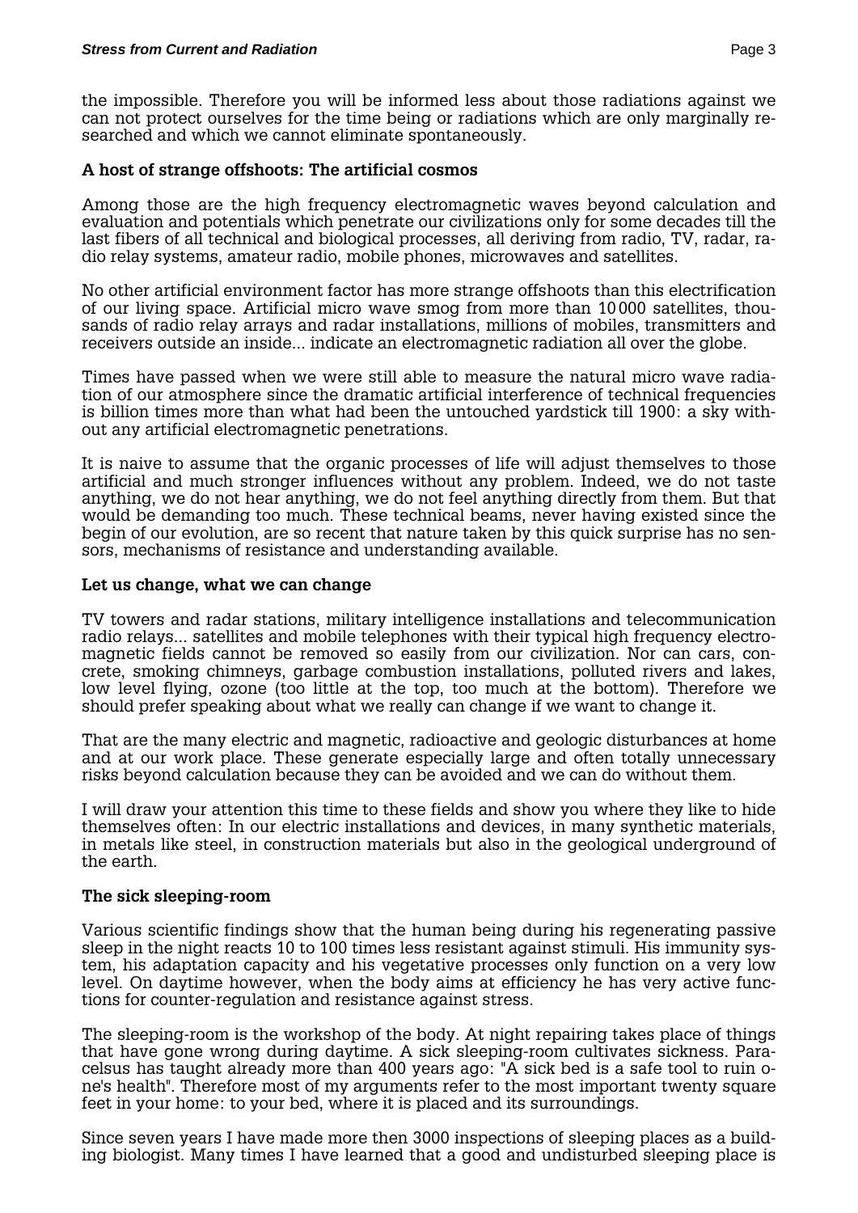the impossible. Therefore you will be informed less about those radiations against we can not protect ourselves for the time being or radiations which are only marginally researched and which we cannot eliminate spontaneously.

**A host of strange offshoots: The artificial cosmos**

Among those are the high frequency electromagnetic waves beyond calculation and evaluation and potentials which penetrate our civilizations only for some decades till the last fibers of all technical and biological processes, all deriving from radio, TV, radar, radio relay systems, amateur radio, mobile phones, microwaves and satellites.

No other artificial environment factor has more strange offshoots than this electrification of our living space. Artificial micro wave smog from more than 10 000 satellites, thousands of radio relay arrays and radar installations, millions of mobiles, transmitters and receivers outside an inside... indicate an electromagnetic radiation all over the globe.

Times have passed when we were still able to measure the natural micro wave radiation of our atmosphere since the dramatic artificial interference of technical frequencies is billion times more than what had been the untouched yardstick till 1900: a sky without any artificial electromagnetic penetrations.

It is naive to assume that the organic processes of life will adjust themselves to those artificial and much stronger influences without any problem. Indeed, we do not taste anything, we do not hear anything, we do not feel anything directly from them. But that would be demanding too much. These technical beams, never having existed since the begin of our evolution, are so recent that nature taken by this quick surprise has no sensors, mechanisms of resistance and understanding available.

**Let us change, what we can change**

TV towers and radar stations, military intelligence installations and telecommunication radio relays... satellites and mobile telephones with their typical high frequency electromagnetic fields cannot be removed so easily from our civilization. Nor can cars, concrete, smoking chimneys, garbage combustion installations, polluted rivers and lakes, low level flying, ozone (too little at the top, too much at the bottom). Therefore we should prefer speaking about what we really can change if we want to change it.

That are the many electric and magnetic, radioactive and geologic disturbances at home and at our work place. These generate especially large and often totally unnecessary risks beyond calculation because they can be avoided and we can do without them.

I will draw your attention this time to these fields and show you where they like to hide themselves often: In our electric installations and devices, in many synthetic materials, in metals like steel, in construction materials but also in the geological underground of the earth.

**The sick sleeping-room**

Various scientific findings show that the human being during his regenerating passive sleep in the night reacts 10 to 100 times less resistant against stimuli. His immunity system, his adaptation capacity and his vegetative processes only function on a very low level. On daytime however, when the body aims at efficiency he has very active functions for counter-regulation and resistance against stress.

The sleeping-room is the workshop of the body. At night repairing takes place of things that have gone wrong during daytime. A sick sleeping-room cultivates sickness. Paracelsus has taught already more than 400 years ago: "A sick bed is a safe tool to ruin one's health". Therefore most of my arguments refer to the most important twenty square feet in your home: to your bed, where it is placed and its surroundings.

Since seven years I have made more then 3000 inspections of sleeping places as a building biologist. Many times I have learned that a good and undisturbed sleeping place is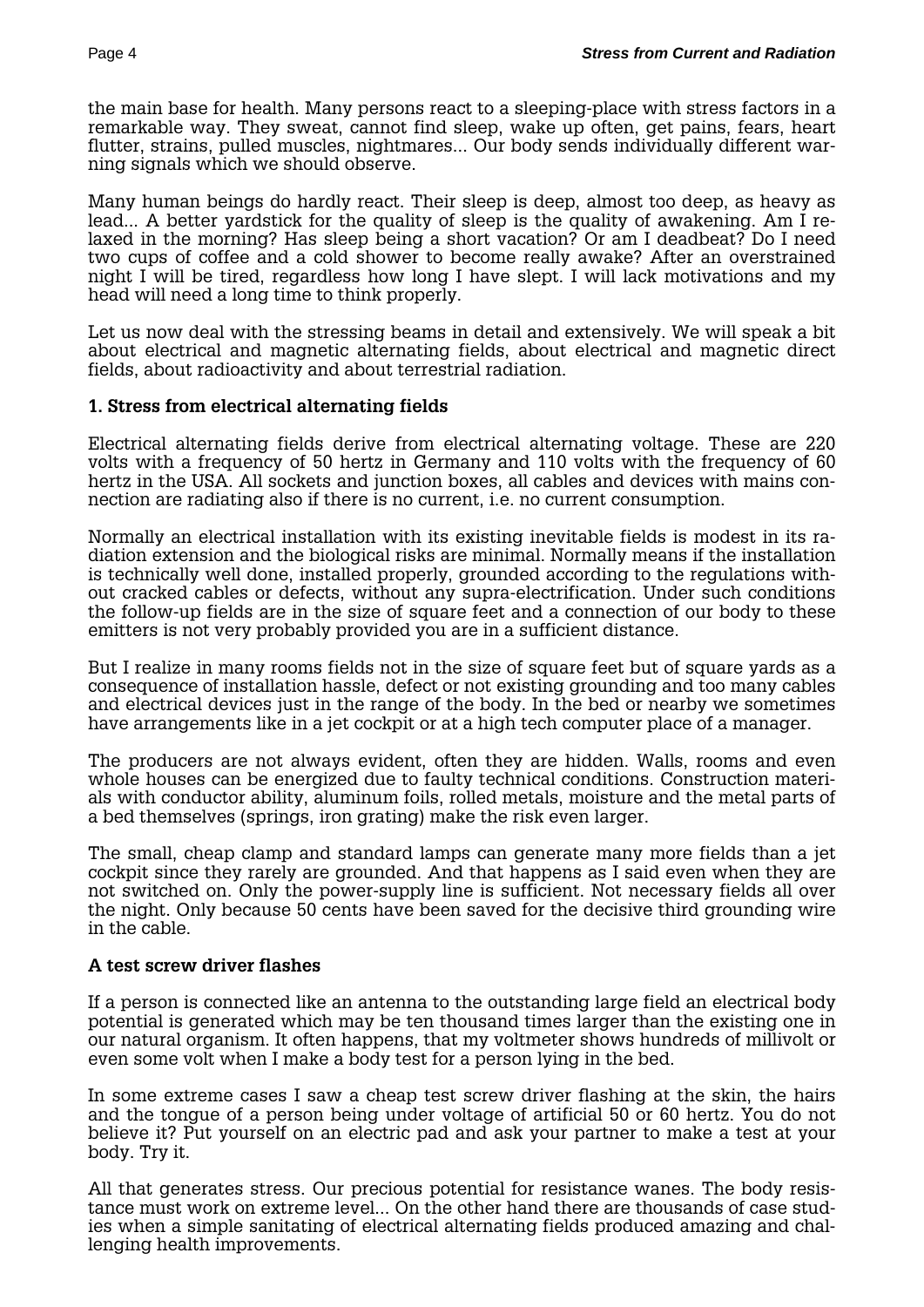the main base for health. Many persons react to a sleeping-place with stress factors in a remarkable way. They sweat, cannot find sleep, wake up often, get pains, fears, heart flutter, strains, pulled muscles, nightmares... Our body sends individually different warning signals which we should observe.

Many human beings do hardly react. Their sleep is deep, almost too deep, as heavy as lead... A better yardstick for the quality of sleep is the quality of awakening. Am I relaxed in the morning? Has sleep being a short vacation? Or am I deadbeat? Do I need two cups of coffee and a cold shower to become really awake? After an overstrained night I will be tired, regardless how long I have slept. I will lack motivations and my head will need a long time to think properly.

Let us now deal with the stressing beams in detail and extensively. We will speak a bit about electrical and magnetic alternating fields, about electrical and magnetic direct fields, about radioactivity and about terrestrial radiation.

### 1. Stress from electrical alternating fields

Electrical alternating fields derive from electrical alternating voltage. These are 220 volts with a frequency of 50 hertz in Germany and 110 volts with the frequency of 60 hertz in the USA. All sockets and junction boxes, all cables and devices with mains connection are radiating also if there is no current, i.e. no current consumption.

Normally an electrical installation with its existing inevitable fields is modest in its radiation extension and the biological risks are minimal. Normally means if the installation is technically well done, installed properly, grounded according to the regulations without cracked cables or defects, without any supra-electrification. Under such conditions the follow-up fields are in the size of square feet and a connection of our body to these emitters is not very probably provided you are in a sufficient distance.

But I realize in many rooms fields not in the size of square feet but of square yards as a consequence of installation hassle, defect or not existing grounding and too many cables and electrical devices just in the range of the body. In the bed or nearby we sometimes have arrangements like in a jet cockpit or at a high tech computer place of a manager.

The producers are not always evident, often they are hidden. Walls, rooms and even whole houses can be energized due to faulty technical conditions. Construction materials with conductor ability, aluminum foils, rolled metals, moisture and the metal parts of a bed themselves (springs, iron grating) make the risk even larger.

The small, cheap clamp and standard lamps can generate many more fields than a jet cockpit since they rarely are grounded. And that happens as I said even when they are not switched on. Only the power-supply line is sufficient. Not necessary fields all over the night. Only because 50 cents have been saved for the decisive third grounding wire in the cable.

### A test screw driver flashes

If a person is connected like an antenna to the outstanding large field an electrical body potential is generated which may be ten thousand times larger than the existing one in our natural organism. It often happens, that my voltmeter shows hundreds of millivolt or even some volt when I make a body test for a person lying in the bed.

In some extreme cases I saw a cheap test screw driver flashing at the skin, the hairs and the tongue of a person being under voltage of artificial 50 or 60 hertz. You do not believe it? Put yourself on an electric pad and ask your partner to make a test at your body. Try it.

All that generates stress. Our precious potential for resistance wanes. The body resistance must work on extreme level... On the other hand there are thousands of case studies when a simple sanitating of electrical alternating fields produced amazing and challenging health improvements.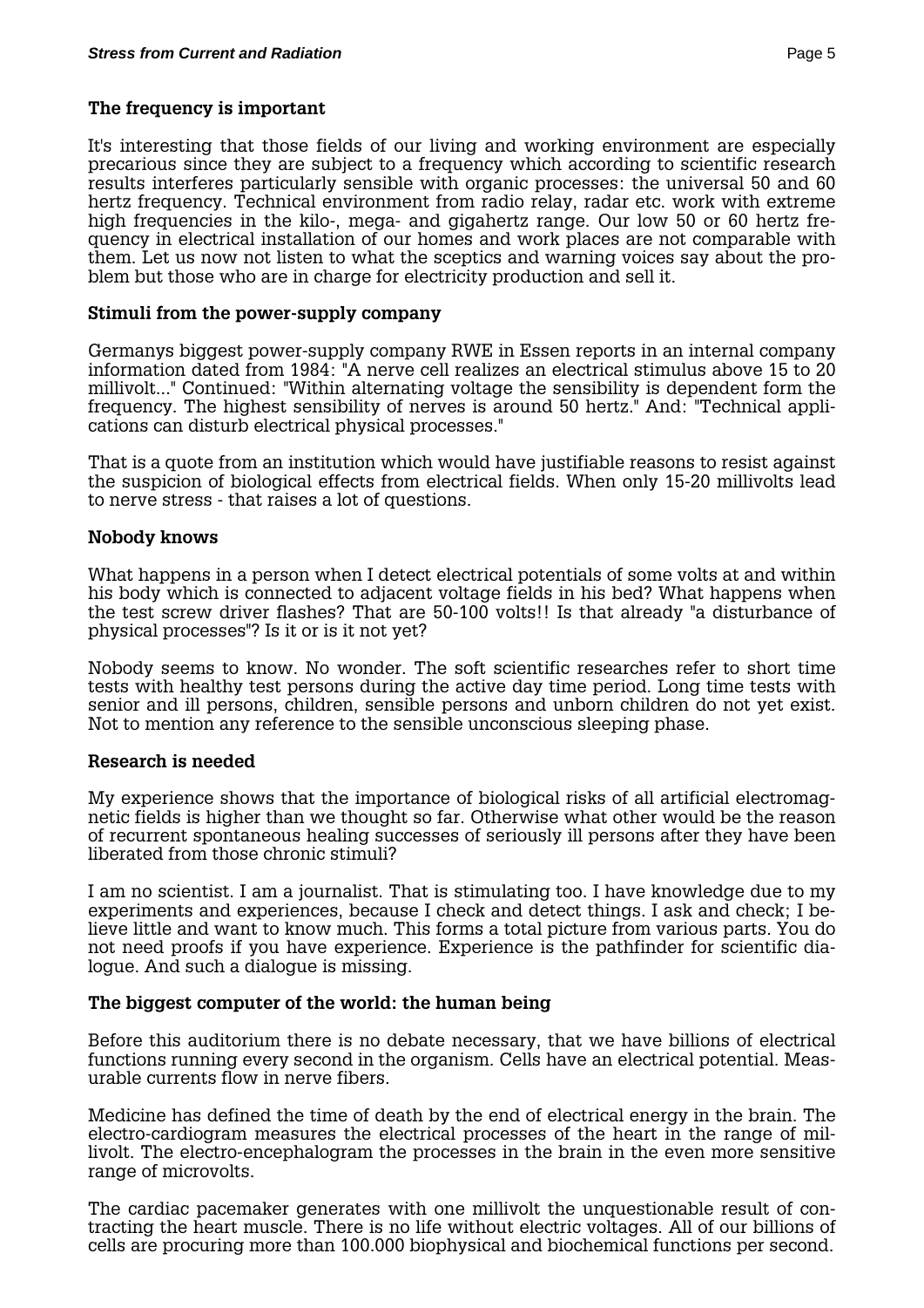### The frequency is important

It's interesting that those fields of our living and working environment are especially precarious since they are subject to a frequency which according to scientific research results interferes particularly sensible with organic processes: the universal 50 and 60 hertz frequency. Technical environment from radio relay, radar etc. work with extreme high frequencies in the kilo-, mega- and gigahertz range. Our low 50 or 60 hertz frequency in electrical installation of our homes and work places are not comparable with them. Let us now not listen to what the sceptics and warning voices say about the problem but those who are in charge for electricity production and sell it.

### Stimuli from the power-supply company

Germanys biggest power-supply company RWE in Essen reports in an internal company information dated from 1984: "A nerve cell realizes an electrical stimulus above 15 to 20 millivolt..." Continued: "Within alternating voltage the sensibility is dependent form the frequency. The highest sensibility of nerves is around 50 hertz." And: "Technical applications can disturb electrical physical processes."

That is a quote from an institution which would have justifiable reasons to resist against the suspicion of biological effects from electrical fields. When only 15-20 millivolts lead to nerve stress - that raises a lot of questions.

### Nobody knows

What happens in a person when I detect electrical potentials of some volts at and within his body which is connected to adjacent voltage fields in his bed? What happens when the test screw driver flashes? That are 50-100 volts!! Is that already "a disturbance of physical processes"? Is it or is it not yet?

Nobody seems to know. No wonder. The soft scientific researches refer to short time tests with healthy test persons during the active day time period. Long time tests with senior and ill persons, children, sensible persons and unborn children do not yet exist. Not to mention any reference to the sensible unconscious sleeping phase.

### Research is needed

My experience shows that the importance of biological risks of all artificial electromagnetic fields is higher than we thought so far. Otherwise what other would be the reason of recurrent spontaneous healing successes of seriously ill persons after they have been liberated from those chronic stimuli?

I am no scientist. I am a journalist. That is stimulating too. I have knowledge due to my experiments and experiences, because I check and detect things. I ask and check; I believe little and want to know much. This forms a total picture from various parts. You do not need proofs if you have experience. Experience is the pathfinder for scientific dialogue. And such a dialogue is missing.

### The biggest computer of the world: the human being

Before this auditorium there is no debate necessary, that we have billions of electrical functions running every second in the organism. Cells have an electrical potential. Measurable currents flow in nerve fibers.

Medicine has defined the time of death by the end of electrical energy in the brain. The electro-cardiogram measures the electrical processes of the heart in the range of millivolt. The electro-encephalogram the processes in the brain in the even more sensitive range of microvolts.

The cardiac pacemaker generates with one millivolt the unquestionable result of contracting the heart muscle. There is no life without electric voltages. All of our billions of cells are procuring more than 100.000 biophysical and biochemical functions per second.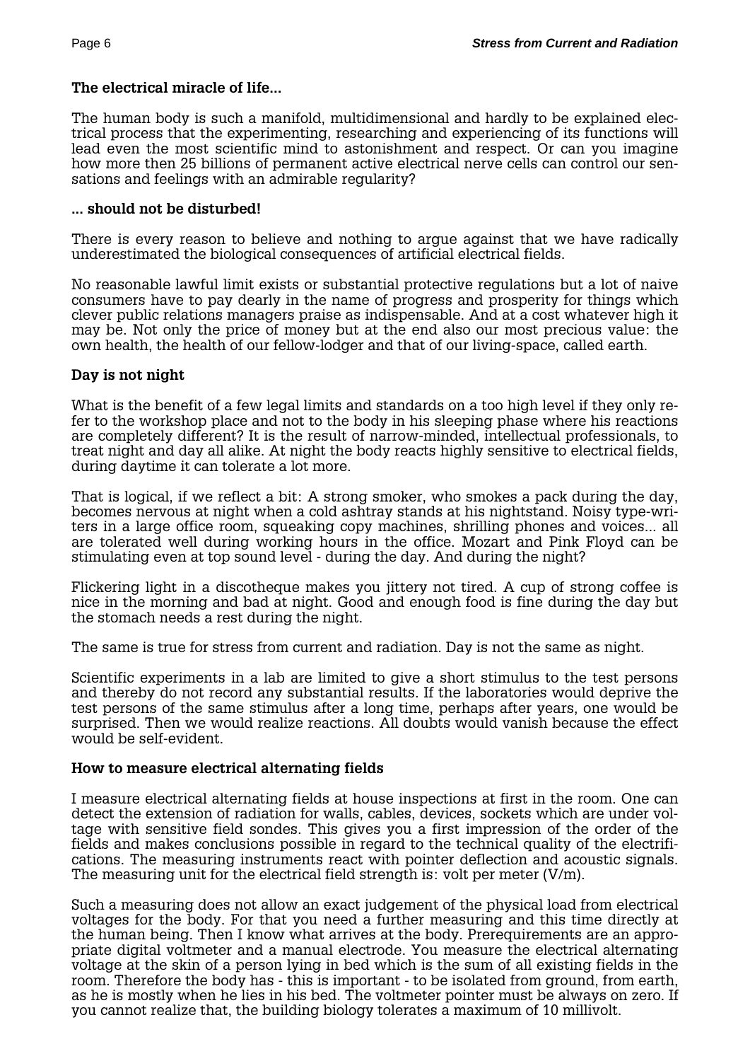**The electrical miracle of life...**

The human body is such a manifold, multidimensional and hardly to be explained electrical process that the experimenting, researching and experiencing of its functions will lead even the most scientific mind to astonishment and respect. Or can you imagine how more then 25 billions of permanent active electrical nerve cells can control our sensations and feelings with an admirable regularity?

**... should not be disturbed!**

There is every reason to believe and nothing to argue against that we have radically underestimated the biological consequences of artificial electrical fields.

No reasonable lawful limit exists or substantial protective regulations but a lot of naive consumers have to pay dearly in the name of progress and prosperity for things which clever public relations managers praise as indispensable. And at a cost whatever high it may be. Not only the price of money but at the end also our most precious value: the own health, the health of our fellow-lodger and that of our living-space, called earth.

**Day is not night**

What is the benefit of a few legal limits and standards on a too high level if they only refer to the workshop place and not to the body in his sleeping phase where his reactions are completely different? It is the result of narrow-minded, intellectual professionals, to treat night and day all alike. At night the body reacts highly sensitive to electrical fields, during daytime it can tolerate a lot more.

That is logical, if we reflect a bit: A strong smoker, who smokes a pack during the day, becomes nervous at night when a cold ashtray stands at his nightstand. Noisy type-writers in a large office room, squeaking copy machines, shrilling phones and voices... all are tolerated well during working hours in the office. Mozart and Pink Floyd can be stimulating even at top sound level - during the day. And during the night?

Flickering light in a discotheque makes you jittery not tired. A cup of strong coffee is nice in the morning and bad at night. Good and enough food is fine during the day but the stomach needs a rest during the night.

The same is true for stress from current and radiation. Day is not the same as night.

Scientific experiments in a lab are limited to give a short stimulus to the test persons and thereby do not record any substantial results. If the laboratories would deprive the test persons of the same stimulus after a long time, perhaps after years, one would be surprised. Then we would realize reactions. All doubts would vanish because the effect would be self-evident.

**How to measure electrical alternating fields**

I measure electrical alternating fields at house inspections at first in the room. One can detect the extension of radiation for walls, cables, devices, sockets which are under voltage with sensitive field sondes. This gives you a first impression of the order of the fields and makes conclusions possible in regard to the technical quality of the electrifications. The measuring instruments react with pointer deflection and acoustic signals. The measuring unit for the electrical field strength is: volt per meter (V/m).

Such a measuring does not allow an exact judgement of the physical load from electrical voltages for the body. For that you need a further measuring and this time directly at the human being. Then I know what arrives at the body. Prerequirements are an appropriate digital voltmeter and a manual electrode. You measure the electrical alternating voltage at the skin of a person lying in bed which is the sum of all existing fields in the room. Therefore the body has - this is important - to be isolated from ground, from earth, as he is mostly when he lies in his bed. The voltmeter pointer must be always on zero. If you cannot realize that, the building biology tolerates a maximum of 10 millivolt.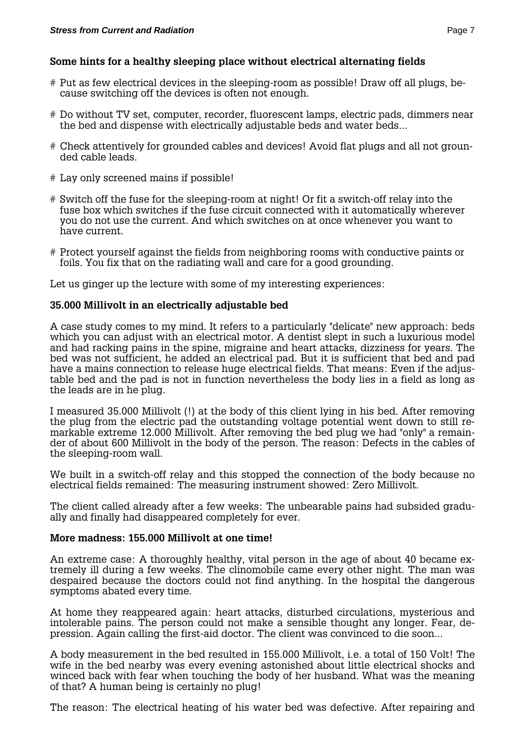### Some hints for a healthy sleeping place without electrical alternating fields

# Put as few electrical devices in the sleeping-room as possible! Draw off all plugs, because switching off the devices is often not enough.

# Do without TV set, computer, recorder, fluorescent lamps, electric pads, dimmers near the bed and dispense with electrically adjustable beds and water beds...

# Check attentively for grounded cables and devices! Avoid flat plugs and all not grounded cable leads.

# Lay only screened mains if possible!

# Switch off the fuse for the sleeping-room at night! Or fit a switch-off relay into the fuse box which switches if the fuse circuit connected with it automatically wherever you do not use the current. And which switches on at once whenever you want to have current.

# Protect yourself against the fields from neighboring rooms with conductive paints or foils. You fix that on the radiating wall and care for a good grounding.

Let us ginger up the lecture with some of my interesting experiences:

### 35.000 Millivolt in an electrically adjustable bed

A case study comes to my mind. It refers to a particularly "delicate" new approach: beds which you can adjust with an electrical motor. A dentist slept in such a luxurious model and had racking pains in the spine, migraine and heart attacks, dizziness for years. The bed was not sufficient, he added an electrical pad. But it is sufficient that bed and pad have a mains connection to release huge electrical fields. That means: Even if the adjustable bed and the pad is not in function nevertheless the body lies in a field as long as the leads are in he plug.

I measured 35.000 Millivolt (!) at the body of this client lying in his bed. After removing the plug from the electric pad the outstanding voltage potential went down to still remarkable extreme 12.000 Millivolt. After removing the bed plug we had "only" a remainder of about 600 Millivolt in the body of the person. The reason: Defects in the cables of the sleeping-room wall.

We built in a switch-off relay and this stopped the connection of the body because no electrical fields remained: The measuring instrument showed: Zero Millivolt.

The client called already after a few weeks: The unbearable pains had subsided gradually and finally had disappeared completely for ever.

### More madness: 155.000 Millivolt at one time!

An extreme case: A thoroughly healthy, vital person in the age of about 40 became extremely ill during a few weeks. The clinomobile came every other night. The man was despaired because the doctors could not find anything. In the hospital the dangerous symptoms abated every time.

At home they reappeared again: heart attacks, disturbed circulations, mysterious and intolerable pains. The person could not make a sensible thought any longer. Fear, depression. Again calling the first-aid doctor. The client was convinced to die soon...

A body measurement in the bed resulted in 155.000 Millivolt, i.e. a total of 150 Volt! The wife in the bed nearby was every evening astonished about little electrical shocks and winced back with fear when touching the body of her husband. What was the meaning of that? A human being is certainly no plug!

The reason: The electrical heating of his water bed was defective. After repairing and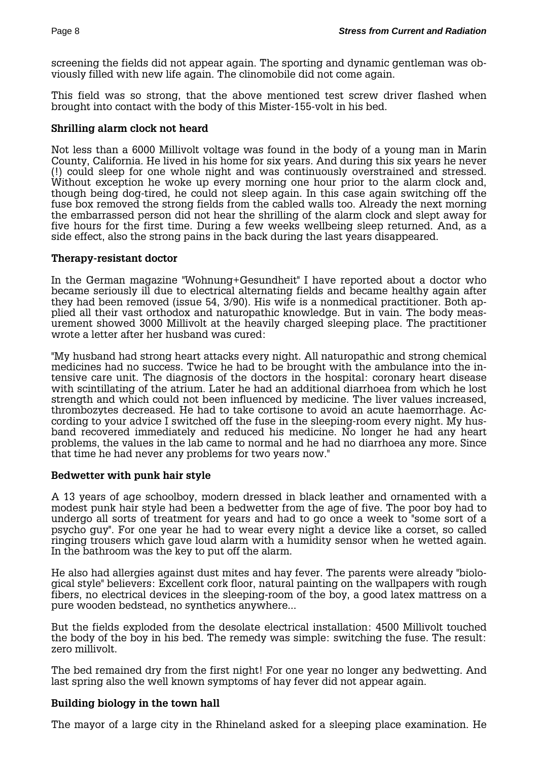screening the fields did not appear again. The sporting and dynamic gentleman was obviously filled with new life again. The clinomobile did not come again.

This field was so strong, that the above mentioned test screw driver flashed when brought into contact with the body of this Mister-155-volt in his bed.

### Shrilling alarm clock not heard

Not less than a 6000 Millivolt voltage was found in the body of a young man in Marin County, California. He lived in his home for six years. And during this six years he never (!) could sleep for one whole night and was continuously overstrained and stressed. Without exception he woke up every morning one hour prior to the alarm clock and, though being dog-tired, he could not sleep again. In this case again switching off the fuse box removed the strong fields from the cabled walls too. Already the next morning the embarrassed person did not hear the shrilling of the alarm clock and slept away for five hours for the first time. During a few weeks wellbeing sleep returned. And, as a side effect, also the strong pains in the back during the last years disappeared.

### Therapy-resistant doctor

In the German magazine "Wohnung+Gesundheit" I have reported about a doctor who became seriously ill due to electrical alternating fields and became healthy again after they had been removed (issue 54, 3/90). His wife is a nonmedical practitioner. Both applied all their vast orthodox and naturopathic knowledge. But in vain. The body measurement showed 3000 Millivolt at the heavily charged sleeping place. The practitioner wrote a letter after her husband was cured:

"My husband had strong heart attacks every night. All naturopathic and strong chemical medicines had no success. Twice he had to be brought with the ambulance into the intensive care unit. The diagnosis of the doctors in the hospital: coronary heart disease with scintillating of the atrium. Later he had an additional diarrhoea from which he lost strength and which could not been influenced by medicine. The liver values increased, thrombozytes decreased. He had to take cortisone to avoid an acute haemorrhage. According to your advice I switched off the fuse in the sleeping-room every night. My husband recovered immediately and reduced his medicine. No longer he had any heart problems, the values in the lab came to normal and he had no diarrhoea any more. Since that time he had never any problems for two years now."

### Bedwetter with punk hair style

A 13 years of age schoolboy, modern dressed in black leather and ornamented with a modest punk hair style had been a bedwetter from the age of five. The poor boy had to undergo all sorts of treatment for years and had to go once a week to "some sort of a psycho guy". For one year he had to wear every night a device like a corset, so called ringing trousers which gave loud alarm with a humidity sensor when he wetted again. In the bathroom was the key to put off the alarm.

He also had allergies against dust mites and hay fever. The parents were already "biological style" believers: Excellent cork floor, natural painting on the wallpapers with rough fibers, no electrical devices in the sleeping-room of the boy, a good latex mattress on a pure wooden bedstead, no synthetics anywhere...

But the fields exploded from the desolate electrical installation: 4500 Millivolt touched the body of the boy in his bed. The remedy was simple: switching the fuse. The result: zero millivolt.

The bed remained dry from the first night! For one year no longer any bedwetting. And last spring also the well known symptoms of hay fever did not appear again.

### Building biology in the town hall

The mayor of a large city in the Rhineland asked for a sleeping place examination. He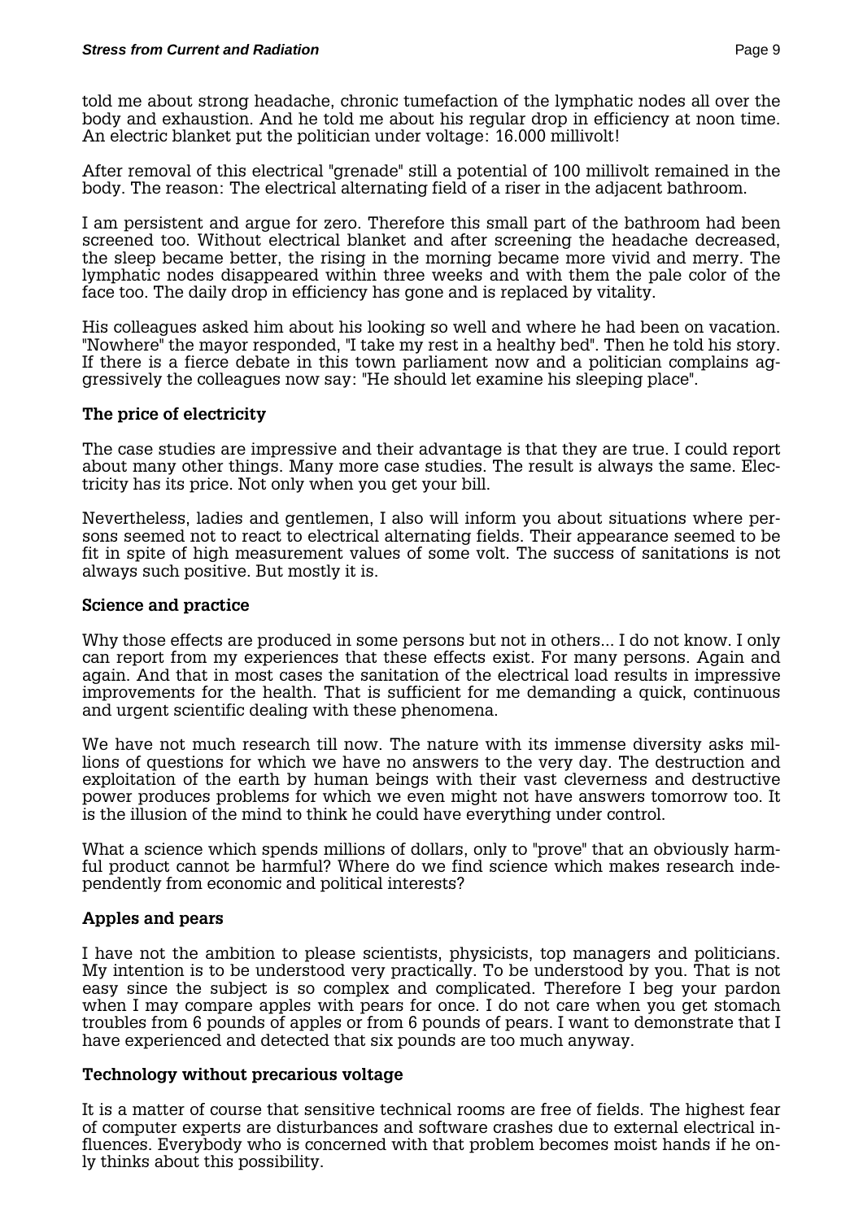told me about strong headache, chronic tumefaction of the lymphatic nodes all over the body and exhaustion. And he told me about his regular drop in efficiency at noon time. An electric blanket put the politician under voltage: 16.000 millivolt!

After removal of this electrical "grenade" still a potential of 100 millivolt remained in the body. The reason: The electrical alternating field of a riser in the adjacent bathroom.

I am persistent and argue for zero. Therefore this small part of the bathroom had been screened too. Without electrical blanket and after screening the headache decreased, the sleep became better, the rising in the morning became more vivid and merry. The lymphatic nodes disappeared within three weeks and with them the pale color of the face too. The daily drop in efficiency has gone and is replaced by vitality.

His colleagues asked him about his looking so well and where he had been on vacation. "Nowhere" the mayor responded, "I take my rest in a healthy bed". Then he told his story. If there is a fierce debate in this town parliament now and a politician complains aggressively the colleagues now say: "He should let examine his sleeping place".

**The price of electricity**

The case studies are impressive and their advantage is that they are true. I could report about many other things. Many more case studies. The result is always the same. Electricity has its price. Not only when you get your bill.

Nevertheless, ladies and gentlemen, I also will inform you about situations where persons seemed not to react to electrical alternating fields. Their appearance seemed to be fit in spite of high measurement values of some volt. The success of sanitations is not always such positive. But mostly it is.

**Science and practice**

Why those effects are produced in some persons but not in others... I do not know. I only can report from my experiences that these effects exist. For many persons. Again and again. And that in most cases the sanitation of the electrical load results in impressive improvements for the health. That is sufficient for me demanding a quick, continuous and urgent scientific dealing with these phenomena.

We have not much research till now. The nature with its immense diversity asks millions of questions for which we have no answers to the very day. The destruction and exploitation of the earth by human beings with their vast cleverness and destructive power produces problems for which we even might not have answers tomorrow too. It is the illusion of the mind to think he could have everything under control.

What a science which spends millions of dollars, only to "prove" that an obviously harmful product cannot be harmful? Where do we find science which makes research independently from economic and political interests?

**Apples and pears**

I have not the ambition to please scientists, physicists, top managers and politicians. My intention is to be understood very practically. To be understood by you. That is not easy since the subject is so complex and complicated. Therefore I beg your pardon when I may compare apples with pears for once. I do not care when you get stomach troubles from 6 pounds of apples or from 6 pounds of pears. I want to demonstrate that I have experienced and detected that six pounds are too much anyway.

**Technology without precarious voltage**

It is a matter of course that sensitive technical rooms are free of fields. The highest fear of computer experts are disturbances and software crashes due to external electrical influences. Everybody who is concerned with that problem becomes moist hands if he only thinks about this possibility.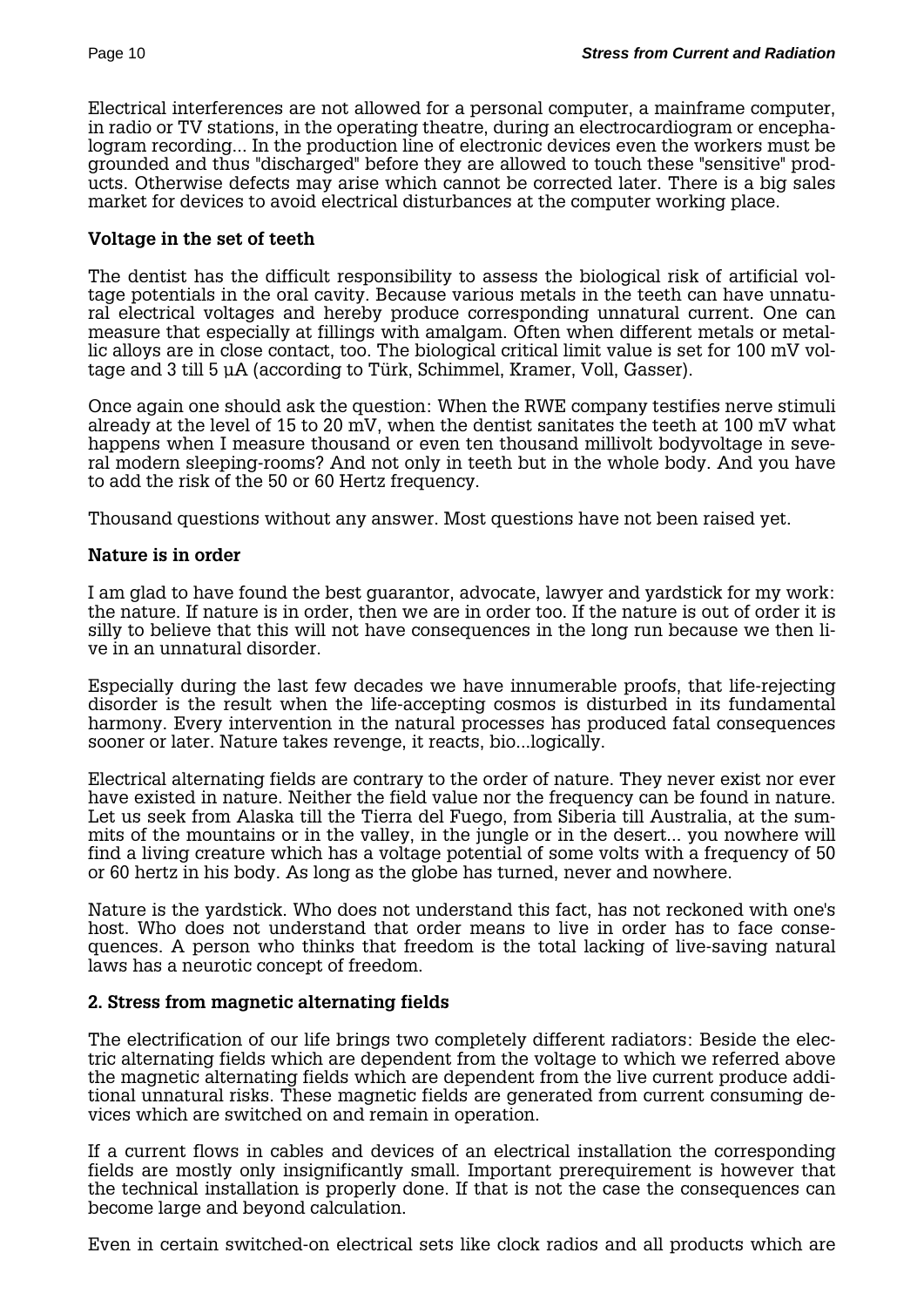Electrical interferences are not allowed for a personal computer, a mainframe computer, in radio or TV stations, in the operating theatre, during an electrocardiogram or encephalogram recording... In the production line of electronic devices even the workers must be grounded and thus "discharged" before they are allowed to touch these "sensitive" products. Otherwise defects may arise which cannot be corrected later. There is a big sales market for devices to avoid electrical disturbances at the computer working place.

**Voltage in the set of teeth**

The dentist has the difficult responsibility to assess the biological risk of artificial voltage potentials in the oral cavity. Because various metals in the teeth can have unnatural electrical voltages and hereby produce corresponding unnatural current. One can measure that especially at fillings with amalgam. Often when different metals or metallic alloys are in close contact, too. The biological critical limit value is set for 100 mV voltage and 3 till 5 µA (according to Türk, Schimmel, Kramer, Voll, Gasser).

Once again one should ask the question: When the RWE company testifies nerve stimuli already at the level of 15 to 20 mV, when the dentist sanitates the teeth at 100 mV what happens when I measure thousand or even ten thousand millivolt bodyvoltage in several modern sleeping-rooms? And not only in teeth but in the whole body. And you have to add the risk of the 50 or 60 Hertz frequency.

Thousand questions without any answer. Most questions have not been raised yet.

**Nature is in order**

I am glad to have found the best guarantor, advocate, lawyer and yardstick for my work: the nature. If nature is in order, then we are in order too. If the nature is out of order it is silly to believe that this will not have consequences in the long run because we then live in an unnatural disorder.

Especially during the last few decades we have innumerable proofs, that life-rejecting disorder is the result when the life-accepting cosmos is disturbed in its fundamental harmony. Every intervention in the natural processes has produced fatal consequences sooner or later. Nature takes revenge, it reacts, bio...logically.

Electrical alternating fields are contrary to the order of nature. They never exist nor ever have existed in nature. Neither the field value nor the frequency can be found in nature. Let us seek from Alaska till the Tierra del Fuego, from Siberia till Australia, at the summits of the mountains or in the valley, in the jungle or in the desert... you nowhere will find a living creature which has a voltage potential of some volts with a frequency of 50 or 60 hertz in his body. As long as the globe has turned, never and nowhere.

Nature is the yardstick. Who does not understand this fact, has not reckoned with one's host. Who does not understand that order means to live in order has to face consequences. A person who thinks that freedom is the total lacking of live-saving natural laws has a neurotic concept of freedom.

**2. Stress from magnetic alternating fields**

The electrification of our life brings two completely different radiators: Beside the electric alternating fields which are dependent from the voltage to which we referred above the magnetic alternating fields which are dependent from the live current produce additional unnatural risks. These magnetic fields are generated from current consuming devices which are switched on and remain in operation.

If a current flows in cables and devices of an electrical installation the corresponding fields are mostly only insignificantly small. Important prerequirement is however that the technical installation is properly done. If that is not the case the consequences can become large and beyond calculation.

Even in certain switched-on electrical sets like clock radios and all products which are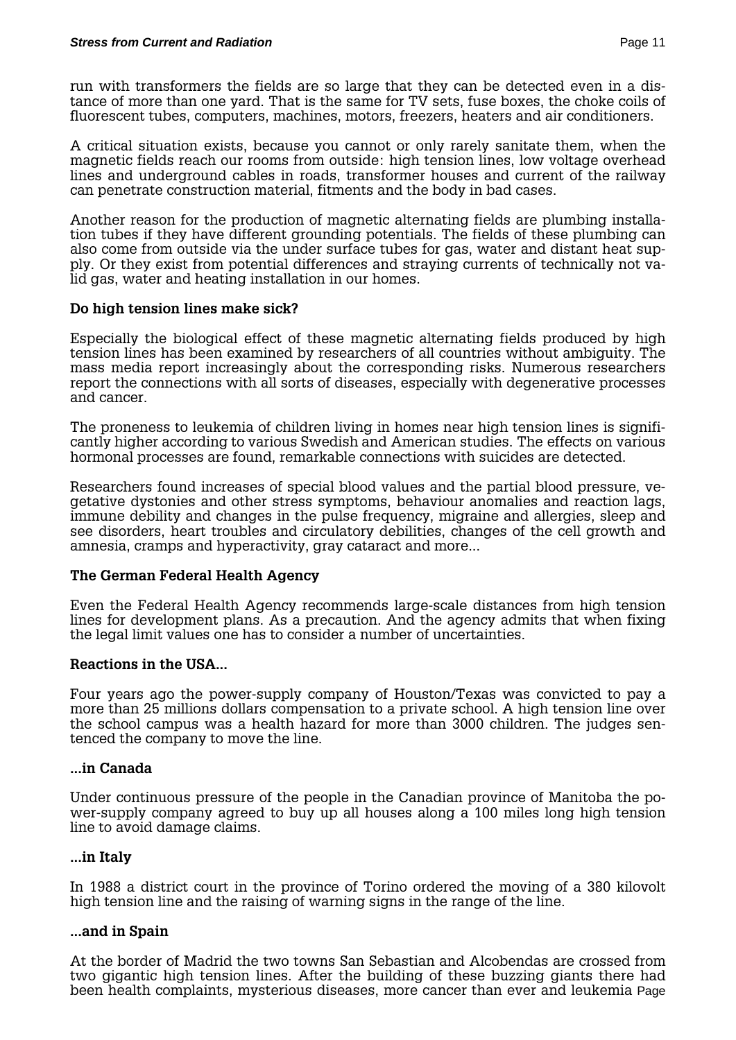run with transformers the fields are so large that they can be detected even in a distance of more than one yard. That is the same for TV sets, fuse boxes, the choke coils of fluorescent tubes, computers, machines, motors, freezers, heaters and air conditioners.

A critical situation exists, because you cannot or only rarely sanitate them, when the magnetic fields reach our rooms from outside: high tension lines, low voltage overhead lines and underground cables in roads, transformer houses and current of the railway can penetrate construction material, fitments and the body in bad cases.

Another reason for the production of magnetic alternating fields are plumbing installation tubes if they have different grounding potentials. The fields of these plumbing can also come from outside via the under surface tubes for gas, water and distant heat supply. Or they exist from potential differences and straying currents of technically not valid gas, water and heating installation in our homes.

**Do high tension lines make sick?**

Especially the biological effect of these magnetic alternating fields produced by high tension lines has been examined by researchers of all countries without ambiguity. The mass media report increasingly about the corresponding risks. Numerous researchers report the connections with all sorts of diseases, especially with degenerative processes and cancer.

The proneness to leukemia of children living in homes near high tension lines is significantly higher according to various Swedish and American studies. The effects on various hormonal processes are found, remarkable connections with suicides are detected.

Researchers found increases of special blood values and the partial blood pressure, vegetative dystonies and other stress symptoms, behaviour anomalies and reaction lags, immune debility and changes in the pulse frequency, migraine and allergies, sleep and see disorders, heart troubles and circulatory debilities, changes of the cell growth and amnesia, cramps and hyperactivity, gray cataract and more...

**The German Federal Health Agency**

Even the Federal Health Agency recommends large-scale distances from high tension lines for development plans. As a precaution. And the agency admits that when fixing the legal limit values one has to consider a number of uncertainties.

**Reactions in the USA...**

Four years ago the power-supply company of Houston/Texas was convicted to pay a more than 25 millions dollars compensation to a private school. A high tension line over the school campus was a health hazard for more than 3000 children. The judges sentenced the company to move the line.

**...in Canada**

Under continuous pressure of the people in the Canadian province of Manitoba the power-supply company agreed to buy up all houses along a 100 miles long high tension line to avoid damage claims.

**...in Italy**

In 1988 a district court in the province of Torino ordered the moving of a 380 kilovolt high tension line and the raising of warning signs in the range of the line.

**...and in Spain**

At the border of Madrid the two towns San Sebastian and Alcobendas are crossed from two gigantic high tension lines. After the building of these buzzing giants there had been health complaints, mysterious diseases, more cancer than ever and leukemia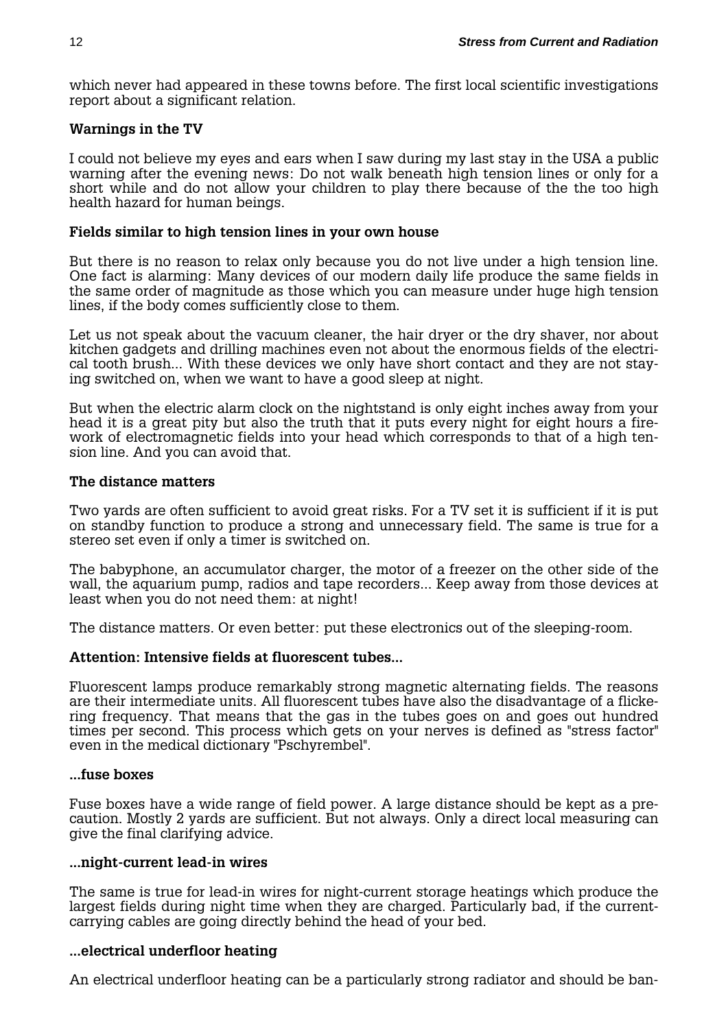which never had appeared in these towns before. The first local scientific investigations report about a significant relation.

### Warnings in the TV

I could not believe my eyes and ears when I saw during my last stay in the USA a public warning after the evening news: Do not walk beneath high tension lines or only for a short while and do not allow your children to play there because of the the too high health hazard for human beings.

### Fields similar to high tension lines in your own house

But there is no reason to relax only because you do not live under a high tension line. One fact is alarming: Many devices of our modern daily life produce the same fields in the same order of magnitude as those which you can measure under huge high tension lines, if the body comes sufficiently close to them.

Let us not speak about the vacuum cleaner, the hair dryer or the dry shaver, nor about kitchen gadgets and drilling machines even not about the enormous fields of the electrical tooth brush... With these devices we only have short contact and they are not staying switched on, when we want to have a good sleep at night.

But when the electric alarm clock on the nightstand is only eight inches away from your head it is a great pity but also the truth that it puts every night for eight hours a firework of electromagnetic fields into your head which corresponds to that of a high tension line. And you can avoid that.

### The distance matters

Two yards are often sufficient to avoid great risks. For a TV set it is sufficient if it is put on standby function to produce a strong and unnecessary field. The same is true for a stereo set even if only a timer is switched on.

The babyphone, an accumulator charger, the motor of a freezer on the other side of the wall, the aquarium pump, radios and tape recorders... Keep away from those devices at least when you do not need them: at night!

The distance matters. Or even better: put these electronics out of the sleeping-room.

### Attention: Intensive fields at fluorescent tubes...

Fluorescent lamps produce remarkably strong magnetic alternating fields. The reasons are their intermediate units. All fluorescent tubes have also the disadvantage of a flickering frequency. That means that the gas in the tubes goes on and goes out hundred times per second. This process which gets on your nerves is defined as "stress factor" even in the medical dictionary "Pschyrembel".

### ...fuse boxes

Fuse boxes have a wide range of field power. A large distance should be kept as a precaution. Mostly 2 yards are sufficient. But not always. Only a direct local measuring can give the final clarifying advice.

### ...night-current lead-in wires

The same is true for lead-in wires for night-current storage heatings which produce the largest fields during night time when they are charged. Particularly bad, if the current-carrying cables are going directly behind the head of your bed.

### ...electrical underfloor heating

An electrical underfloor heating can be a particularly strong radiator and should be ban-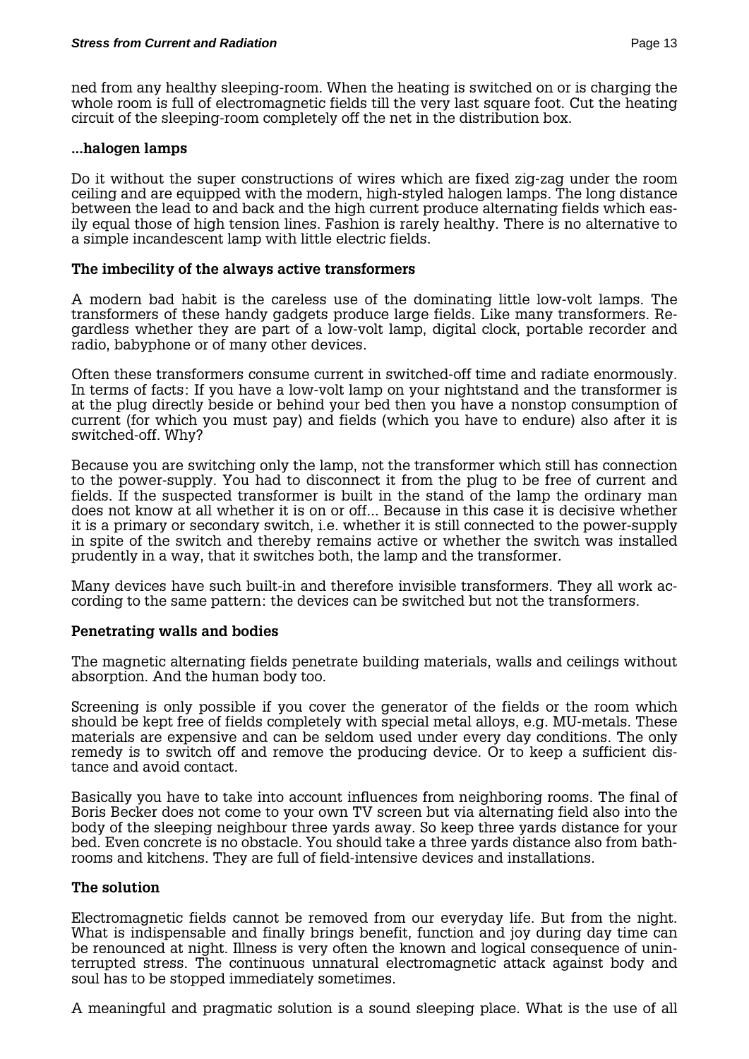ned from any healthy sleeping-room. When the heating is switched on or is charging the whole room is full of electromagnetic fields till the very last square foot. Cut the heating circuit of the sleeping-room completely off the net in the distribution box.

### ...halogen lamps

Do it without the super constructions of wires which are fixed zig-zag under the room ceiling and are equipped with the modern, high-styled halogen lamps. The long distance between the lead to and back and the high current produce alternating fields which easily equal those of high tension lines. Fashion is rarely healthy. There is no alternative to a simple incandescent lamp with little electric fields.

### The imbecility of the always active transformers

A modern bad habit is the careless use of the dominating little low-volt lamps. The transformers of these handy gadgets produce large fields. Like many transformers. Regardless whether they are part of a low-volt lamp, digital clock, portable recorder and radio, babyphone or of many other devices.

Often these transformers consume current in switched-off time and radiate enormously. In terms of facts: If you have a low-volt lamp on your nightstand and the transformer is at the plug directly beside or behind your bed then you have a nonstop consumption of current (for which you must pay) and fields (which you have to endure) also after it is switched-off. Why?

Because you are switching only the lamp, not the transformer which still has connection to the power-supply. You had to disconnect it from the plug to be free of current and fields. If the suspected transformer is built in the stand of the lamp the ordinary man does not know at all whether it is on or off... Because in this case it is decisive whether it is a primary or secondary switch, i.e. whether it is still connected to the power-supply in spite of the switch and thereby remains active or whether the switch was installed prudently in a way, that it switches both, the lamp and the transformer.

Many devices have such built-in and therefore invisible transformers. They all work according to the same pattern: the devices can be switched but not the transformers.

### Penetrating walls and bodies

The magnetic alternating fields penetrate building materials, walls and ceilings without absorption. And the human body too.

Screening is only possible if you cover the generator of the fields or the room which should be kept free of fields completely with special metal alloys, e.g. MU-metals. These materials are expensive and can be seldom used under every day conditions. The only remedy is to switch off and remove the producing device. Or to keep a sufficient distance and avoid contact.

Basically you have to take into account influences from neighboring rooms. The final of Boris Becker does not come to your own TV screen but via alternating field also into the body of the sleeping neighbour three yards away. So keep three yards distance for your bed. Even concrete is no obstacle. You should take a three yards distance also from bathrooms and kitchens. They are full of field-intensive devices and installations.

### The solution

Electromagnetic fields cannot be removed from our everyday life. But from the night. What is indispensable and finally brings benefit, function and joy during day time can be renounced at night. Illness is very often the known and logical consequence of uninterrupted stress. The continuous unnatural electromagnetic attack against body and soul has to be stopped immediately sometimes.

A meaningful and pragmatic solution is a sound sleeping place. What is the use of all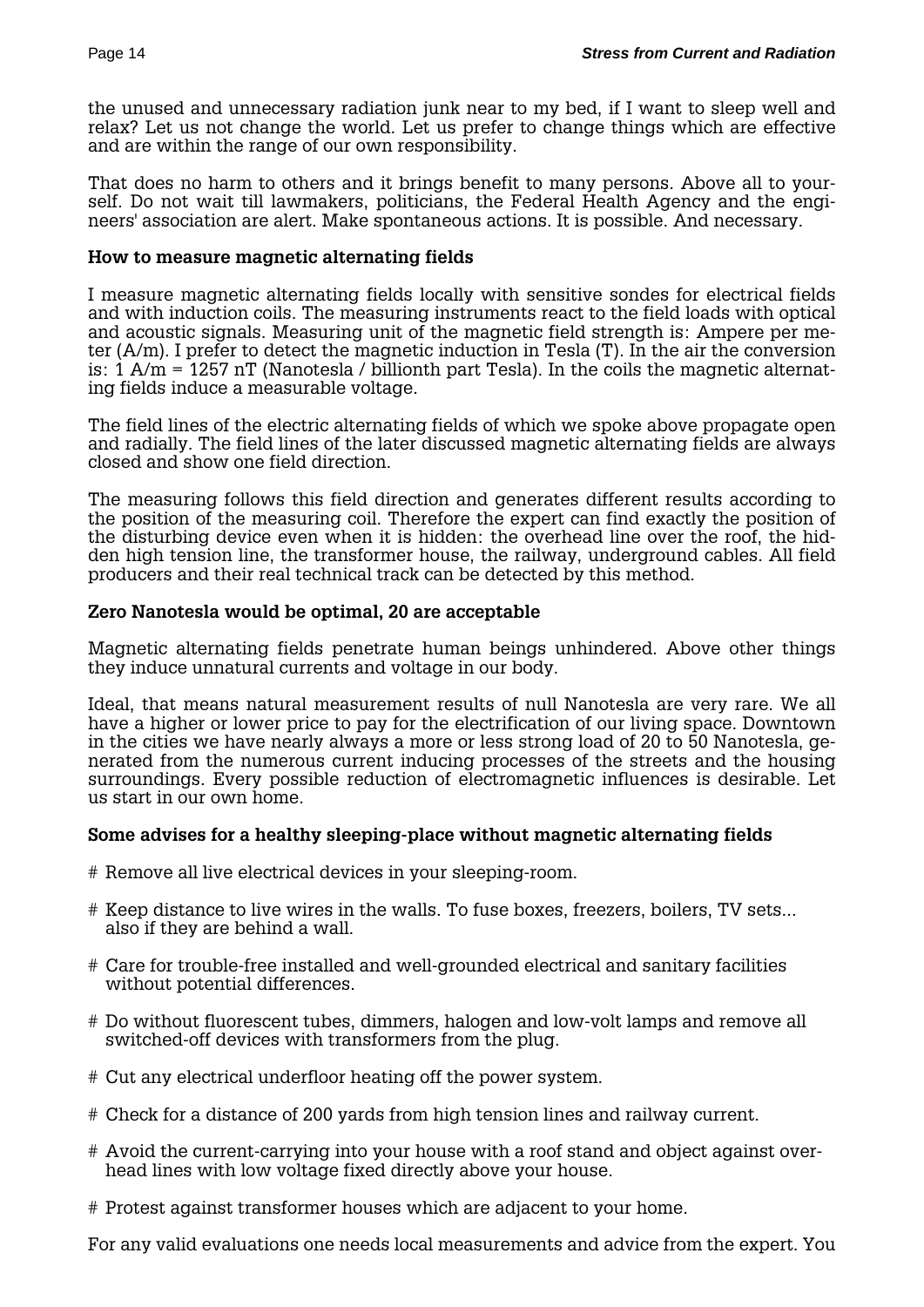the unused and unnecessary radiation junk near to my bed, if I want to sleep well and relax? Let us not change the world. Let us prefer to change things which are effective and are within the range of our own responsibility.

That does no harm to others and it brings benefit to many persons. Above all to yourself. Do not wait till lawmakers, politicians, the Federal Health Agency and the engineers' association are alert. Make spontaneous actions. It is possible. And necessary.

**How to measure magnetic alternating fields**

I measure magnetic alternating fields locally with sensitive sondes for electrical fields and with induction coils. The measuring instruments react to the field loads with optical and acoustic signals. Measuring unit of the magnetic field strength is: Ampere per meter (A/m). I prefer to detect the magnetic induction in Tesla (T). In the air the conversion is: 1 A/m = 1257 nT (Nanotesla / billionth part Tesla). In the coils the magnetic alternating fields induce a measurable voltage.

The field lines of the electric alternating fields of which we spoke above propagate open and radially. The field lines of the later discussed magnetic alternating fields are always closed and show one field direction.

The measuring follows this field direction and generates different results according to the position of the measuring coil. Therefore the expert can find exactly the position of the disturbing device even when it is hidden: the overhead line over the roof, the hidden high tension line, the transformer house, the railway, underground cables. All field producers and their real technical track can be detected by this method.

**Zero Nanotesla would be optimal, 20 are acceptable**

Magnetic alternating fields penetrate human beings unhindered. Above other things they induce unnatural currents and voltage in our body.

Ideal, that means natural measurement results of null Nanotesla are very rare. We all have a higher or lower price to pay for the electrification of our living space. Downtown in the cities we have nearly always a more or less strong load of 20 to 50 Nanotesla, generated from the numerous current inducing processes of the streets and the housing surroundings. Every possible reduction of electromagnetic influences is desirable. Let us start in our own home.

**Some advises for a healthy sleeping-place without magnetic alternating fields**

# Remove all live electrical devices in your sleeping-room.

# Keep distance to live wires in the walls. To fuse boxes, freezers, boilers, TV sets... also if they are behind a wall.

# Care for trouble-free installed and well-grounded electrical and sanitary facilities without potential differences.

# Do without fluorescent tubes, dimmers, halogen and low-volt lamps and remove all switched-off devices with transformers from the plug.

# Cut any electrical underfloor heating off the power system.

# Check for a distance of 200 yards from high tension lines and railway current.

# Avoid the current-carrying into your house with a roof stand and object against overhead lines with low voltage fixed directly above your house.

# Protest against transformer houses which are adjacent to your home.

For any valid evaluations one needs local measurements and advice from the expert. You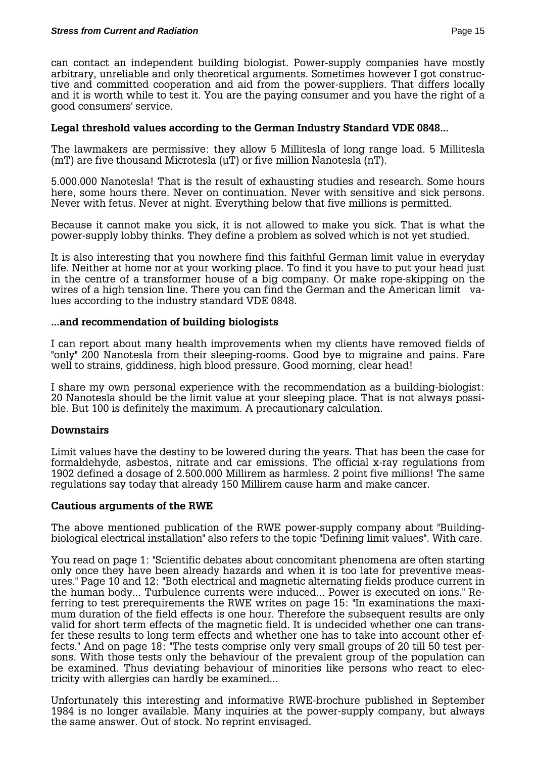can contact an independent building biologist. Power-supply companies have mostly arbitrary, unreliable and only theoretical arguments. Sometimes however I got constructive and committed cooperation and aid from the power-suppliers. That differs locally and it is worth while to test it. You are the paying consumer and you have the right of a good consumers' service.

### Legal threshold values according to the German Industry Standard VDE 0848...

The lawmakers are permissive: they allow 5 Millitesla of long range load. 5 Millitesla (mT) are five thousand Microtesla (µT) or five million Nanotesla (nT).

5.000.000 Nanotesla! That is the result of exhausting studies and research. Some hours here, some hours there. Never on continuation. Never with sensitive and sick persons. Never with fetus. Never at night. Everything below that five millions is permitted.

Because it cannot make you sick, it is not allowed to make you sick. That is what the power-supply lobby thinks. They define a problem as solved which is not yet studied.

It is also interesting that you nowhere find this faithful German limit value in everyday life. Neither at home nor at your working place. To find it you have to put your head just in the centre of a transformer house of a big company. Or make rope-skipping on the wires of a high tension line. There you can find the German and the American limit values according to the industry standard VDE 0848.

### ...and recommendation of building biologists

I can report about many health improvements when my clients have removed fields of "only" 200 Nanotesla from their sleeping-rooms. Good bye to migraine and pains. Fare well to strains, giddiness, high blood pressure. Good morning, clear head!

I share my own personal experience with the recommendation as a building-biologist: 20 Nanotesla should be the limit value at your sleeping place. That is not always possible. But 100 is definitely the maximum. A precautionary calculation.

### Downstairs

Limit values have the destiny to be lowered during the years. That has been the case for formaldehyde, asbestos, nitrate and car emissions. The official x-ray regulations from 1902 defined a dosage of 2.500.000 Millirem as harmless. 2 point five millions! The same regulations say today that already 150 Millirem cause harm and make cancer.

### Cautious arguments of the RWE

The above mentioned publication of the RWE power-supply company about "Building-biological electrical installation" also refers to the topic "Defining limit values". With care.

You read on page 1: "Scientific debates about concomitant phenomena are often starting only once they have been already hazards and when it is too late for preventive measures." Page 10 and 12: "Both electrical and magnetic alternating fields produce current in the human body... Turbulence currents were induced... Power is executed on ions." Referring to test prerequirements the RWE writes on page 15: "In examinations the maximum duration of the field effects is one hour. Therefore the subsequent results are only valid for short term effects of the magnetic field. It is undecided whether one can transfer these results to long term effects and whether one has to take into account other effects." And on page 18: "The tests comprise only very small groups of 20 till 50 test persons. With those tests only the behaviour of the prevalent group of the population can be examined. Thus deviating behaviour of minorities like persons who react to electricity with allergies can hardly be examined...

Unfortunately this interesting and informative RWE-brochure published in September 1984 is no longer available. Many inquiries at the power-supply company, but always the same answer. Out of stock. No reprint envisaged.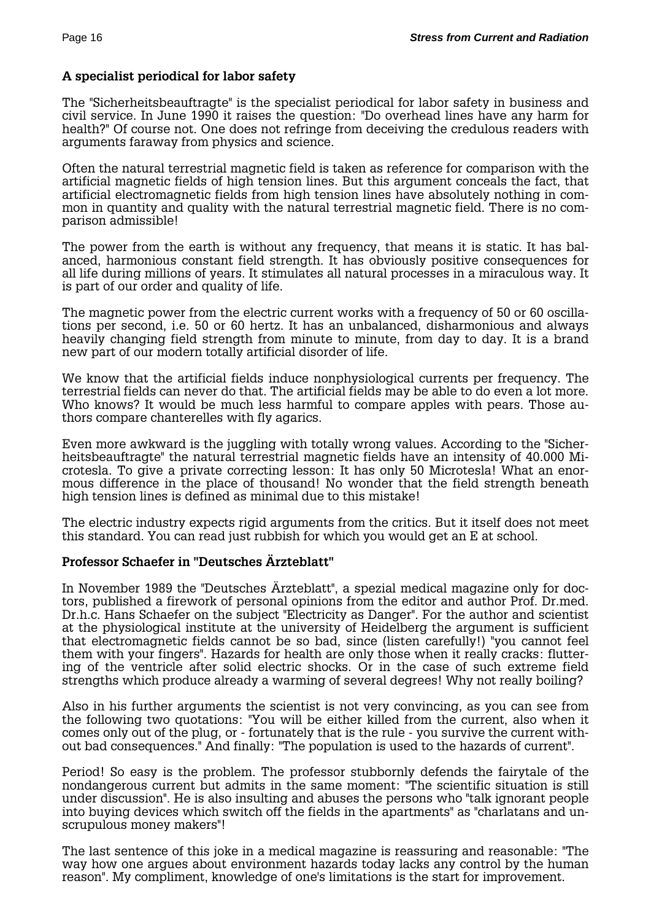### A specialist periodical for labor safety

The "Sicherheitsbeauftragte" is the specialist periodical for labor safety in business and civil service. In June 1990 it raises the question: "Do overhead lines have any harm for health?" Of course not. One does not refringe from deceiving the credulous readers with arguments faraway from physics and science.

Often the natural terrestrial magnetic field is taken as reference for comparison with the artificial magnetic fields of high tension lines. But this argument conceals the fact, that artificial electromagnetic fields from high tension lines have absolutely nothing in common in quantity and quality with the natural terrestrial magnetic field. There is no comparison admissible!

The power from the earth is without any frequency, that means it is static. It has balanced, harmonious constant field strength. It has obviously positive consequences for all life during millions of years. It stimulates all natural processes in a miraculous way. It is part of our order and quality of life.

The magnetic power from the electric current works with a frequency of 50 or 60 oscillations per second, i.e. 50 or 60 hertz. It has an unbalanced, disharmonious and always heavily changing field strength from minute to minute, from day to day. It is a brand new part of our modern totally artificial disorder of life.

We know that the artificial fields induce nonphysiological currents per frequency. The terrestrial fields can never do that. The artificial fields may be able to do even a lot more. Who knows? It would be much less harmful to compare apples with pears. Those authors compare chanterelles with fly agarics.

Even more awkward is the juggling with totally wrong values. According to the "Sicherheitsbeauftragte" the natural terrestrial magnetic fields have an intensity of 40.000 Microtesla. To give a private correcting lesson: It has only 50 Microtesla! What an enormous difference in the place of thousand! No wonder that the field strength beneath high tension lines is defined as minimal due to this mistake!

The electric industry expects rigid arguments from the critics. But it itself does not meet this standard. You can read just rubbish for which you would get an E at school.

### Professor Schaefer in "Deutsches Ärzteblatt"

In November 1989 the "Deutsches Ärzteblatt", a spezial medical magazine only for doctors, published a firework of personal opinions from the editor and author Prof. Dr.med. Dr.h.c. Hans Schaefer on the subject "Electricity as Danger". For the author and scientist at the physiological institute at the university of Heidelberg the argument is sufficient that electromagnetic fields cannot be so bad, since (listen carefully!) "you cannot feel them with your fingers". Hazards for health are only those when it really cracks: fluttering of the ventricle after solid electric shocks. Or in the case of such extreme field strengths which produce already a warming of several degrees! Why not really boiling?

Also in his further arguments the scientist is not very convincing, as you can see from the following two quotations: "You will be either killed from the current, also when it comes only out of the plug, or - fortunately that is the rule - you survive the current without bad consequences." And finally: "The population is used to the hazards of current".

Period! So easy is the problem. The professor stubbornly defends the fairytale of the nondangerous current but admits in the same moment: "The scientific situation is still under discussion". He is also insulting and abuses the persons who "talk ignorant people into buying devices which switch off the fields in the apartments" as "charlatans and unscrupulous money makers"!

The last sentence of this joke in a medical magazine is reassuring and reasonable: "The way how one argues about environment hazards today lacks any control by the human reason". My compliment, knowledge of one's limitations is the start for improvement.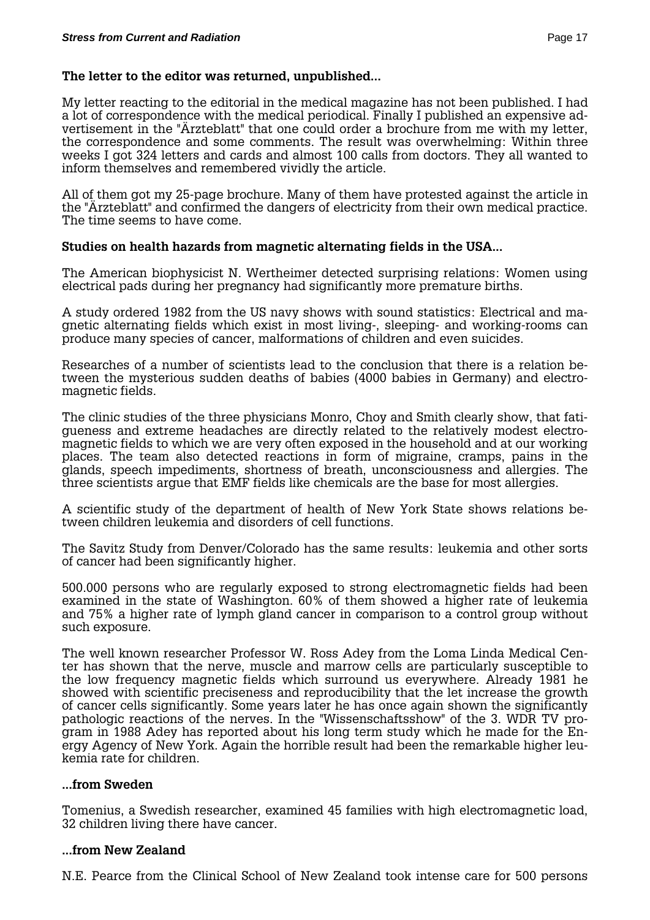**The letter to the editor was returned, unpublished...**

My letter reacting to the editorial in the medical magazine has not been published. I had a lot of correspondence with the medical periodical. Finally I published an expensive advertisement in the "Ärzteblatt" that one could order a brochure from me with my letter, the correspondence and some comments. The result was overwhelming: Within three weeks I got 324 letters and cards and almost 100 calls from doctors. They all wanted to inform themselves and remembered vividly the article.

All of them got my 25-page brochure. Many of them have protested against the article in the "Ärzteblatt" and confirmed the dangers of electricity from their own medical practice. The time seems to have come.

**Studies on health hazards from magnetic alternating fields in the USA...**

The American biophysicist N. Wertheimer detected surprising relations: Women using electrical pads during her pregnancy had significantly more premature births.

A study ordered 1982 from the US navy shows with sound statistics: Electrical and magnetic alternating fields which exist in most living-, sleeping- and working-rooms can produce many species of cancer, malformations of children and even suicides.

Researches of a number of scientists lead to the conclusion that there is a relation between the mysterious sudden deaths of babies (4000 babies in Germany) and electromagnetic fields.

The clinic studies of the three physicians Monro, Choy and Smith clearly show, that fatigueness and extreme headaches are directly related to the relatively modest electromagnetic fields to which we are very often exposed in the household and at our working places. The team also detected reactions in form of migraine, cramps, pains in the glands, speech impediments, shortness of breath, unconsciousness and allergies. The three scientists argue that EMF fields like chemicals are the base for most allergies.

A scientific study of the department of health of New York State shows relations between children leukemia and disorders of cell functions.

The Savitz Study from Denver/Colorado has the same results: leukemia and other sorts of cancer had been significantly higher.

500.000 persons who are regularly exposed to strong electromagnetic fields had been examined in the state of Washington. 60% of them showed a higher rate of leukemia and 75% a higher rate of lymph gland cancer in comparison to a control group without such exposure.

The well known researcher Professor W. Ross Adey from the Loma Linda Medical Center has shown that the nerve, muscle and marrow cells are particularly susceptible to the low frequency magnetic fields which surround us everywhere. Already 1981 he showed with scientific preciseness and reproducibility that the let increase the growth of cancer cells significantly. Some years later he has once again shown the significantly pathologic reactions of the nerves. In the "Wissenschaftsshow" of the 3. WDR TV program in 1988 Adey has reported about his long term study which he made for the Energy Agency of New York. Again the horrible result had been the remarkable higher leukemia rate for children.

**...from Sweden**

Tomenius, a Swedish researcher, examined 45 families with high electromagnetic load, 32 children living there have cancer.

**...from New Zealand**

N.E. Pearce from the Clinical School of New Zealand took intense care for 500 persons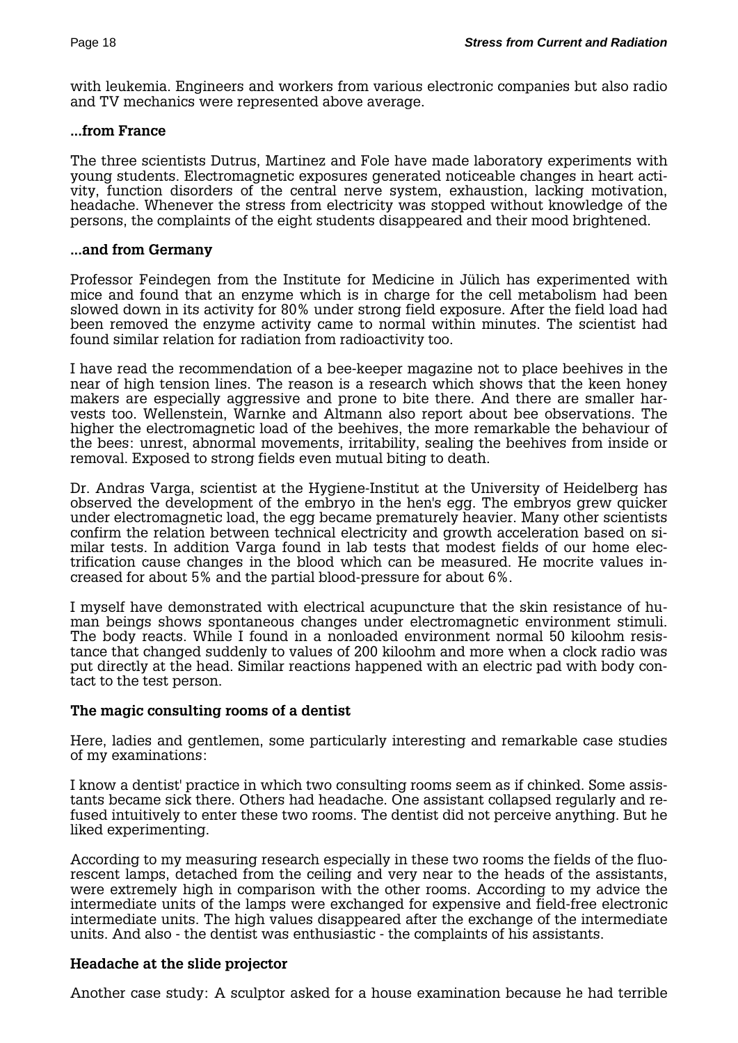with leukemia. Engineers and workers from various electronic companies but also radio and TV mechanics were represented above average.

**...from France**

The three scientists Dutrus, Martinez and Fole have made laboratory experiments with young students. Electromagnetic exposures generated noticeable changes in heart activity, function disorders of the central nerve system, exhaustion, lacking motivation, headache. Whenever the stress from electricity was stopped without knowledge of the persons, the complaints of the eight students disappeared and their mood brightened.

**...and from Germany**

Professor Feindegen from the Institute for Medicine in Jülich has experimented with mice and found that an enzyme which is in charge for the cell metabolism had been slowed down in its activity for 80% under strong field exposure. After the field load had been removed the enzyme activity came to normal within minutes. The scientist had found similar relation for radiation from radioactivity too.

I have read the recommendation of a bee-keeper magazine not to place beehives in the near of high tension lines. The reason is a research which shows that the keen honey makers are especially aggressive and prone to bite there. And there are smaller harvests too. Wellenstein, Warnke and Altmann also report about bee observations. The higher the electromagnetic load of the beehives, the more remarkable the behaviour of the bees: unrest, abnormal movements, irritability, sealing the beehives from inside or removal. Exposed to strong fields even mutual biting to death.

Dr. Andras Varga, scientist at the Hygiene-Institut at the University of Heidelberg has observed the development of the embryo in the hen's egg. The embryos grew quicker under electromagnetic load, the egg became prematurely heavier. Many other scientists confirm the relation between technical electricity and growth acceleration based on similar tests. In addition Varga found in lab tests that modest fields of our home electrification cause changes in the blood which can be measured. He mocrite values increased for about 5% and the partial blood-pressure for about 6%.

I myself have demonstrated with electrical acupuncture that the skin resistance of human beings shows spontaneous changes under electromagnetic environment stimuli. The body reacts. While I found in a nonloaded environment normal 50 kiloohm resistance that changed suddenly to values of 200 kiloohm and more when a clock radio was put directly at the head. Similar reactions happened with an electric pad with body contact to the test person.

**The magic consulting rooms of a dentist**

Here, ladies and gentlemen, some particularly interesting and remarkable case studies of my examinations:

I know a dentist' practice in which two consulting rooms seem as if chinked. Some assistants became sick there. Others had headache. One assistant collapsed regularly and refused intuitively to enter these two rooms. The dentist did not perceive anything. But he liked experimenting.

According to my measuring research especially in these two rooms the fields of the fluorescent lamps, detached from the ceiling and very near to the heads of the assistants, were extremely high in comparison with the other rooms. According to my advice the intermediate units of the lamps were exchanged for expensive and field-free electronic intermediate units. The high values disappeared after the exchange of the intermediate units. And also - the dentist was enthusiastic - the complaints of his assistants.

**Headache at the slide projector**

Another case study: A sculptor asked for a house examination because he had terrible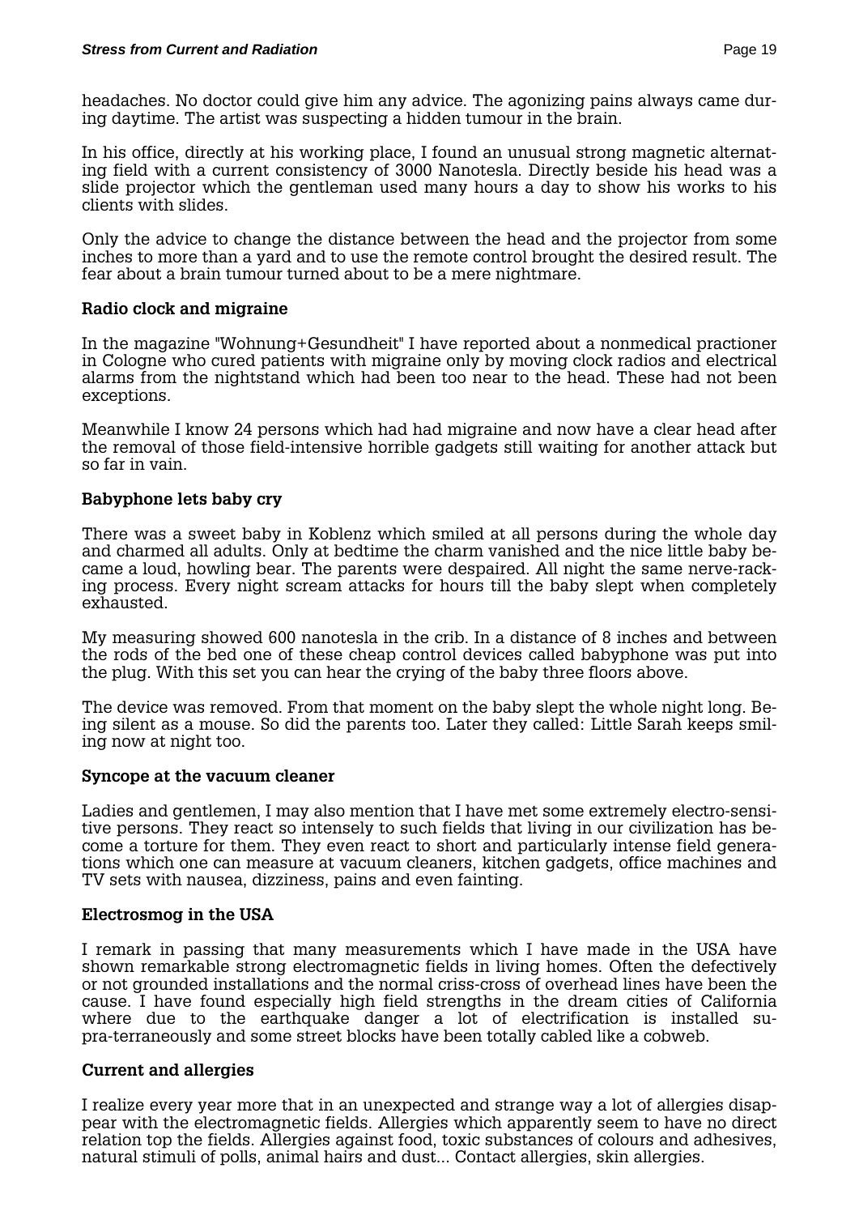headaches. No doctor could give him any advice. The agonizing pains always came during daytime. The artist was suspecting a hidden tumour in the brain.

In his office, directly at his working place, I found an unusual strong magnetic alternating field with a current consistency of 3000 Nanotesla. Directly beside his head was a slide projector which the gentleman used many hours a day to show his works to his clients with slides.

Only the advice to change the distance between the head and the projector from some inches to more than a yard and to use the remote control brought the desired result. The fear about a brain tumour turned about to be a mere nightmare.

### Radio clock and migraine

In the magazine "Wohnung+Gesundheit" I have reported about a nonmedical practioner in Cologne who cured patients with migraine only by moving clock radios and electrical alarms from the nightstand which had been too near to the head. These had not been exceptions.

Meanwhile I know 24 persons which had had migraine and now have a clear head after the removal of those field-intensive horrible gadgets still waiting for another attack but so far in vain.

### Babyphone lets baby cry

There was a sweet baby in Koblenz which smiled at all persons during the whole day and charmed all adults. Only at bedtime the charm vanished and the nice little baby became a loud, howling bear. The parents were despaired. All night the same nerve-racking process. Every night scream attacks for hours till the baby slept when completely exhausted.

My measuring showed 600 nanotesla in the crib. In a distance of 8 inches and between the rods of the bed one of these cheap control devices called babyphone was put into the plug. With this set you can hear the crying of the baby three floors above.

The device was removed. From that moment on the baby slept the whole night long. Being silent as a mouse. So did the parents too. Later they called: Little Sarah keeps smiling now at night too.

### Syncope at the vacuum cleaner

Ladies and gentlemen, I may also mention that I have met some extremely electro-sensitive persons. They react so intensely to such fields that living in our civilization has become a torture for them. They even react to short and particularly intense field generations which one can measure at vacuum cleaners, kitchen gadgets, office machines and TV sets with nausea, dizziness, pains and even fainting.

### Electrosmog in the USA

I remark in passing that many measurements which I have made in the USA have shown remarkable strong electromagnetic fields in living homes. Often the defectively or not grounded installations and the normal criss-cross of overhead lines have been the cause. I have found especially high field strengths in the dream cities of California where due to the earthquake danger a lot of electrification is installed supra-terraneously and some street blocks have been totally cabled like a cobweb.

### Current and allergies

I realize every year more that in an unexpected and strange way a lot of allergies disappear with the electromagnetic fields. Allergies which apparently seem to have no direct relation top the fields. Allergies against food, toxic substances of colours and adhesives, natural stimuli of polls, animal hairs and dust... Contact allergies, skin allergies.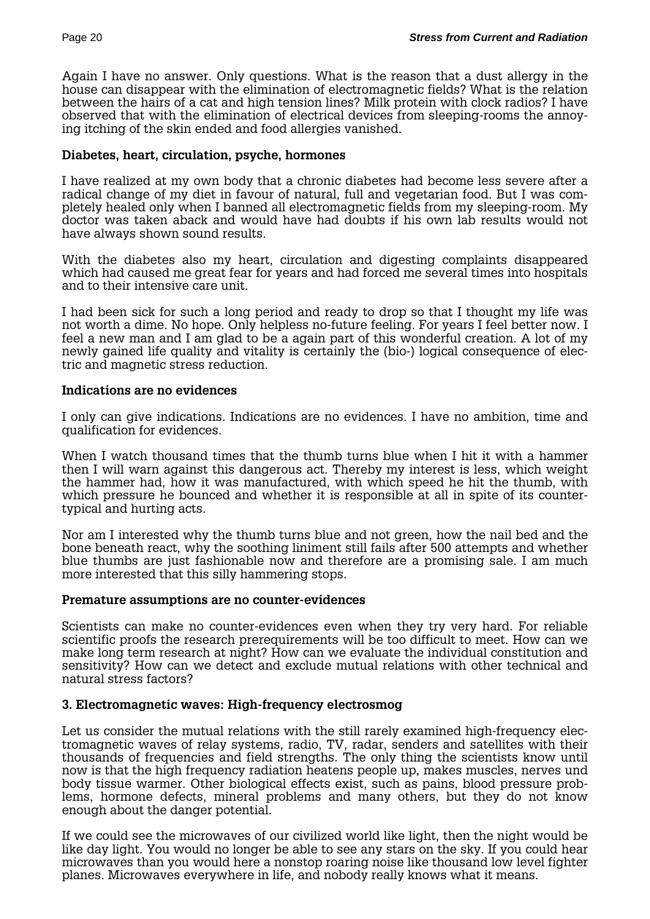Again I have no answer. Only questions. What is the reason that a dust allergy in the house can disappear with the elimination of electromagnetic fields? What is the relation between the hairs of a cat and high tension lines? Milk protein with clock radios? I have observed that with the elimination of electrical devices from sleeping-rooms the annoying itching of the skin ended and food allergies vanished.

**Diabetes, heart, circulation, psyche, hormones**

I have realized at my own body that a chronic diabetes had become less severe after a radical change of my diet in favour of natural, full and vegetarian food. But I was completely healed only when I banned all electromagnetic fields from my sleeping-room. My doctor was taken aback and would have had doubts if his own lab results would not have always shown sound results.

With the diabetes also my heart, circulation and digesting complaints disappeared which had caused me great fear for years and had forced me several times into hospitals and to their intensive care unit.

I had been sick for such a long period and ready to drop so that I thought my life was not worth a dime. No hope. Only helpless no-future feeling. For years I feel better now. I feel a new man and I am glad to be a again part of this wonderful creation. A lot of my newly gained life quality and vitality is certainly the (bio-) logical consequence of electric and magnetic stress reduction.

**Indications are no evidences**

I only can give indications. Indications are no evidences. I have no ambition, time and qualification for evidences.

When I watch thousand times that the thumb turns blue when I hit it with a hammer then I will warn against this dangerous act. Thereby my interest is less, which weight the hammer had, how it was manufactured, with which speed he hit the thumb, with which pressure he bounced and whether it is responsible at all in spite of its counter-typical and hurting acts.

Nor am I interested why the thumb turns blue and not green, how the nail bed and the bone beneath react, why the soothing liniment still fails after 500 attempts and whether blue thumbs are just fashionable now and therefore are a promising sale. I am much more interested that this silly hammering stops.

**Premature assumptions are no counter-evidences**

Scientists can make no counter-evidences even when they try very hard. For reliable scientific proofs the research prerequirements will be too difficult to meet. How can we make long term research at night? How can we evaluate the individual constitution and sensitivity? How can we detect and exclude mutual relations with other technical and natural stress factors?

**3. Electromagnetic waves: High-frequency electrosmog**

Let us consider the mutual relations with the still rarely examined high-frequency electromagnetic waves of relay systems, radio, TV, radar, senders and satellites with their thousands of frequencies and field strengths. The only thing the scientists know until now is that the high frequency radiation heatens people up, makes muscles, nerves und body tissue warmer. Other biological effects exist, such as pains, blood pressure problems, hormone defects, mineral problems and many others, but they do not know enough about the danger potential.

If we could see the microwaves of our civilized world like light, then the night would be like day light. You would no longer be able to see any stars on the sky. If you could hear microwaves than you would here a nonstop roaring noise like thousand low level fighter planes. Microwaves everywhere in life, and nobody really knows what it means.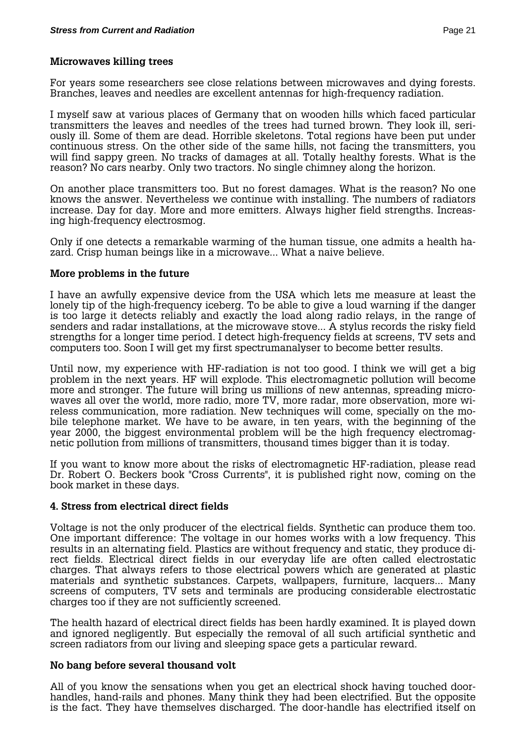### Microwaves killing trees

For years some researchers see close relations between microwaves and dying forests. Branches, leaves and needles are excellent antennas for high-frequency radiation.

I myself saw at various places of Germany that on wooden hills which faced particular transmitters the leaves and needles of the trees had turned brown. They look ill, seriously ill. Some of them are dead. Horrible skeletons. Total regions have been put under continuous stress. On the other side of the same hills, not facing the transmitters, you will find sappy green. No tracks of damages at all. Totally healthy forests. What is the reason? No cars nearby. Only two tractors. No single chimney along the horizon.

On another place transmitters too. But no forest damages. What is the reason? No one knows the answer. Nevertheless we continue with installing. The numbers of radiators increase. Day for day. More and more emitters. Always higher field strengths. Increasing high-frequency electrosmog.

Only if one detects a remarkable warming of the human tissue, one admits a health hazard. Crisp human beings like in a microwave... What a naive believe.

### More problems in the future

I have an awfully expensive device from the USA which lets me measure at least the lonely tip of the high-frequency iceberg. To be able to give a loud warning if the danger is too large it detects reliably and exactly the load along radio relays, in the range of senders and radar installations, at the microwave stove... A stylus records the risky field strengths for a longer time period. I detect high-frequency fields at screens, TV sets and computers too. Soon I will get my first spectrumanalyser to become better results.

Until now, my experience with HF-radiation is not too good. I think we will get a big problem in the next years. HF will explode. This electromagnetic pollution will become more and stronger. The future will bring us millions of new antennas, spreading microwaves all over the world, more radio, more TV, more radar, more observation, more wireless communication, more radiation. New techniques will come, specially on the mobile telephone market. We have to be aware, in ten years, with the beginning of the year 2000, the biggest environmental problem will be the high frequency electromagnetic pollution from millions of transmitters, thousand times bigger than it is today.

If you want to know more about the risks of electromagnetic HF-radiation, please read Dr. Robert O. Beckers book "Cross Currents", it is published right now, coming on the book market in these days.

## 4. Stress from electrical direct fields

Voltage is not the only producer of the electrical fields. Synthetic can produce them too. One important difference: The voltage in our homes works with a low frequency. This results in an alternating field. Plastics are without frequency and static, they produce direct fields. Electrical direct fields in our everyday life are often called electrostatic charges. That always refers to those electrical powers which are generated at plastic materials and synthetic substances. Carpets, wallpapers, furniture, lacquers... Many screens of computers, TV sets and terminals are producing considerable electrostatic charges too if they are not sufficiently screened.

The health hazard of electrical direct fields has been hardly examined. It is played down and ignored negligently. But especially the removal of all such artificial synthetic and screen radiators from our living and sleeping space gets a particular reward.

### No bang before several thousand volt

All of you know the sensations when you get an electrical shock having touched door-handles, hand-rails and phones. Many think they had been electrified. But the opposite is the fact. They have themselves discharged. The door-handle has electrified itself on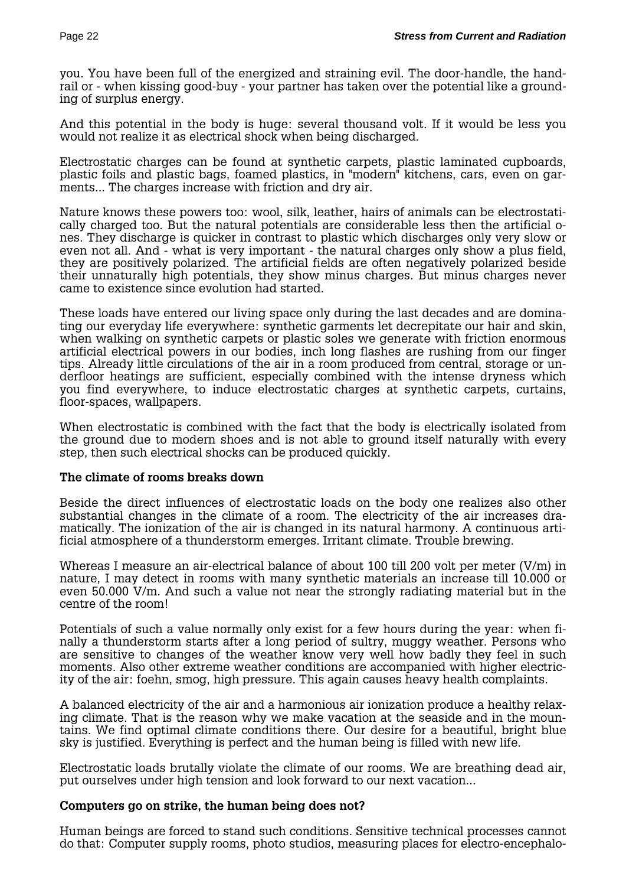you. You have been full of the energized and straining evil. The door-handle, the hand-rail or - when kissing good-buy - your partner has taken over the potential like a grounding of surplus energy.

And this potential in the body is huge: several thousand volt. If it would be less you would not realize it as electrical shock when being discharged.

Electrostatic charges can be found at synthetic carpets, plastic laminated cupboards, plastic foils and plastic bags, foamed plastics, in "modern" kitchens, cars, even on garments... The charges increase with friction and dry air.

Nature knows these powers too: wool, silk, leather, hairs of animals can be electrostatically charged too. But the natural potentials are considerable less then the artificial ones. They discharge is quicker in contrast to plastic which discharges only very slow or even not all. And - what is very important - the natural charges only show a plus field, they are positively polarized. The artificial fields are often negatively polarized beside their unnaturally high potentials, they show minus charges. But minus charges never came to existence since evolution had started.

These loads have entered our living space only during the last decades and are dominating our everyday life everywhere: synthetic garments let decrepitate our hair and skin, when walking on synthetic carpets or plastic soles we generate with friction enormous artificial electrical powers in our bodies, inch long flashes are rushing from our finger tips. Already little circulations of the air in a room produced from central, storage or underfloor heatings are sufficient, especially combined with the intense dryness which you find everywhere, to induce electrostatic charges at synthetic carpets, curtains, floor-spaces, wallpapers.

When electrostatic is combined with the fact that the body is electrically isolated from the ground due to modern shoes and is not able to ground itself naturally with every step, then such electrical shocks can be produced quickly.

**The climate of rooms breaks down**

Beside the direct influences of electrostatic loads on the body one realizes also other substantial changes in the climate of a room. The electricity of the air increases dramatically. The ionization of the air is changed in its natural harmony. A continuous artificial atmosphere of a thunderstorm emerges. Irritant climate. Trouble brewing.

Whereas I measure an air-electrical balance of about 100 till 200 volt per meter (V/m) in nature, I may detect in rooms with many synthetic materials an increase till 10.000 or even 50.000 V/m. And such a value not near the strongly radiating material but in the centre of the room!

Potentials of such a value normally only exist for a few hours during the year: when finally a thunderstorm starts after a long period of sultry, muggy weather. Persons who are sensitive to changes of the weather know very well how badly they feel in such moments. Also other extreme weather conditions are accompanied with higher electricity of the air: foehn, smog, high pressure. This again causes heavy health complaints.

A balanced electricity of the air and a harmonious air ionization produce a healthy relaxing climate. That is the reason why we make vacation at the seaside and in the mountains. We find optimal climate conditions there. Our desire for a beautiful, bright blue sky is justified. Everything is perfect and the human being is filled with new life.

Electrostatic loads brutally violate the climate of our rooms. We are breathing dead air, put ourselves under high tension and look forward to our next vacation...

**Computers go on strike, the human being does not?**

Human beings are forced to stand such conditions. Sensitive technical processes cannot do that: Computer supply rooms, photo studios, measuring places for electro-encephalo-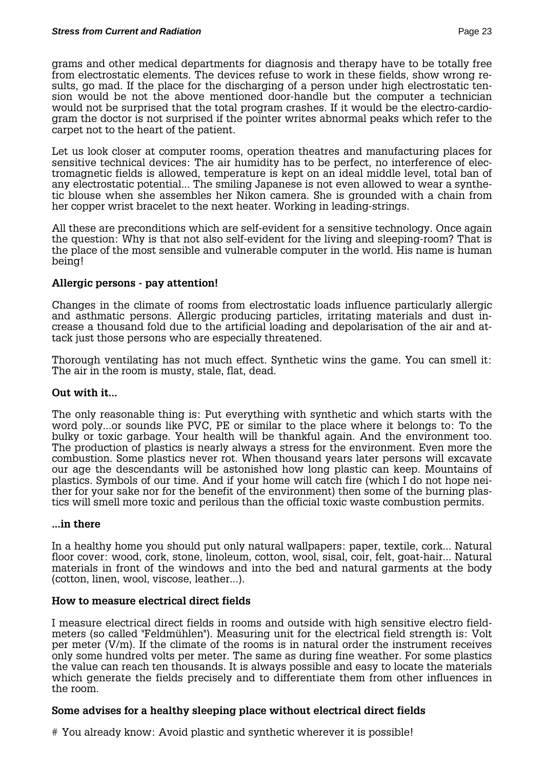grams and other medical departments for diagnosis and therapy have to be totally free from electrostatic elements. The devices refuse to work in these fields, show wrong results, go mad. If the place for the discharging of a person under high electrostatic tension would be not the above mentioned door-handle but the computer a technician would not be surprised that the total program crashes. If it would be the electro-cardiogram the doctor is not surprised if the pointer writes abnormal peaks which refer to the carpet not to the heart of the patient.

Let us look closer at computer rooms, operation theatres and manufacturing places for sensitive technical devices: The air humidity has to be perfect, no interference of electromagnetic fields is allowed, temperature is kept on an ideal middle level, total ban of any electrostatic potential... The smiling Japanese is not even allowed to wear a synthetic blouse when she assembles her Nikon camera. She is grounded with a chain from her copper wrist bracelet to the next heater. Working in leading-strings.

All these are preconditions which are self-evident for a sensitive technology. Once again the question: Why is that not also self-evident for the living and sleeping-room? That is the place of the most sensible and vulnerable computer in the world. His name is human being!

### Allergic persons - pay attention!

Changes in the climate of rooms from electrostatic loads influence particularly allergic and asthmatic persons. Allergic producing particles, irritating materials and dust increase a thousand fold due to the artificial loading and depolarisation of the air and attack just those persons who are especially threatened.

Thorough ventilating has not much effect. Synthetic wins the game. You can smell it: The air in the room is musty, stale, flat, dead.

### Out with it...

The only reasonable thing is: Put everything with synthetic and which starts with the word poly...or sounds like PVC, PE or similar to the place where it belongs to: To the bulky or toxic garbage. Your health will be thankful again. And the environment too. The production of plastics is nearly always a stress for the environment. Even more the combustion. Some plastics never rot. When thousand years later persons will excavate our age the descendants will be astonished how long plastic can keep. Mountains of plastics. Symbols of our time. And if your home will catch fire (which I do not hope neither for your sake nor for the benefit of the environment) then some of the burning plastics will smell more toxic and perilous than the official toxic waste combustion permits.

### ...in there

In a healthy home you should put only natural wallpapers: paper, textile, cork... Natural floor cover: wood, cork, stone, linoleum, cotton, wool, sisal, coir, felt, goat-hair... Natural materials in front of the windows and into the bed and natural garments at the body (cotton, linen, wool, viscose, leather...).

### How to measure electrical direct fields

I measure electrical direct fields in rooms and outside with high sensitive electro field-meters (so called "Feldmühlen"). Measuring unit for the electrical field strength is: Volt per meter (V/m). If the climate of the rooms is in natural order the instrument receives only some hundred volts per meter. The same as during fine weather. For some plastics the value can reach ten thousands. It is always possible and easy to locate the materials which generate the fields precisely and to differentiate them from other influences in the room.

### Some advises for a healthy sleeping place without electrical direct fields

# You already know: Avoid plastic and synthetic wherever it is possible!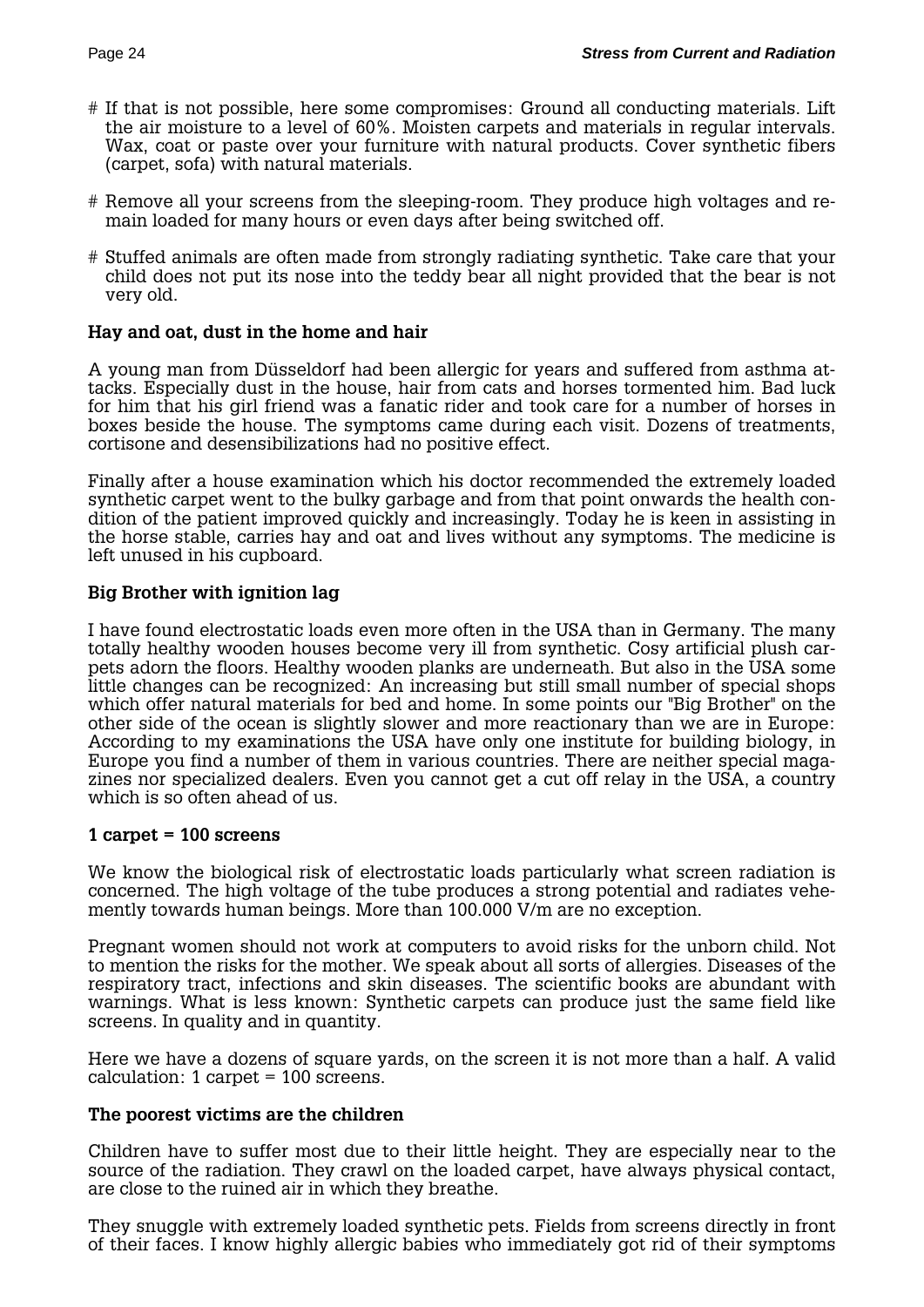# If that is not possible, here some compromises: Ground all conducting materials. Lift the air moisture to a level of 60%. Moisten carpets and materials in regular intervals. Wax, coat or paste over your furniture with natural products. Cover synthetic fibers (carpet, sofa) with natural materials.

# Remove all your screens from the sleeping-room. They produce high voltages and remain loaded for many hours or even days after being switched off.

# Stuffed animals are often made from strongly radiating synthetic. Take care that your child does not put its nose into the teddy bear all night provided that the bear is not very old.

**Hay and oat, dust in the home and hair**

A young man from Düsseldorf had been allergic for years and suffered from asthma attacks. Especially dust in the house, hair from cats and horses tormented him. Bad luck for him that his girl friend was a fanatic rider and took care for a number of horses in boxes beside the house. The symptoms came during each visit. Dozens of treatments, cortisone and desensibilizations had no positive effect.

Finally after a house examination which his doctor recommended the extremely loaded synthetic carpet went to the bulky garbage and from that point onwards the health condition of the patient improved quickly and increasingly. Today he is keen in assisting in the horse stable, carries hay and oat and lives without any symptoms. The medicine is left unused in his cupboard.

**Big Brother with ignition lag**

I have found electrostatic loads even more often in the USA than in Germany. The many totally healthy wooden houses become very ill from synthetic. Cosy artificial plush carpets adorn the floors. Healthy wooden planks are underneath. But also in the USA some little changes can be recognized: An increasing but still small number of special shops which offer natural materials for bed and home. In some points our "Big Brother" on the other side of the ocean is slightly slower and more reactionary than we are in Europe: According to my examinations the USA have only one institute for building biology, in Europe you find a number of them in various countries. There are neither special magazines nor specialized dealers. Even you cannot get a cut off relay in the USA, a country which is so often ahead of us.

**1 carpet = 100 screens**

We know the biological risk of electrostatic loads particularly what screen radiation is concerned. The high voltage of the tube produces a strong potential and radiates vehemently towards human beings. More than 100.000 V/m are no exception.

Pregnant women should not work at computers to avoid risks for the unborn child. Not to mention the risks for the mother. We speak about all sorts of allergies. Diseases of the respiratory tract, infections and skin diseases. The scientific books are abundant with warnings. What is less known: Synthetic carpets can produce just the same field like screens. In quality and in quantity.

Here we have a dozens of square yards, on the screen it is not more than a half. A valid calculation: 1 carpet = 100 screens.

**The poorest victims are the children**

Children have to suffer most due to their little height. They are especially near to the source of the radiation. They crawl on the loaded carpet, have always physical contact, are close to the ruined air in which they breathe.

They snuggle with extremely loaded synthetic pets. Fields from screens directly in front of their faces. I know highly allergic babies who immediately got rid of their symptoms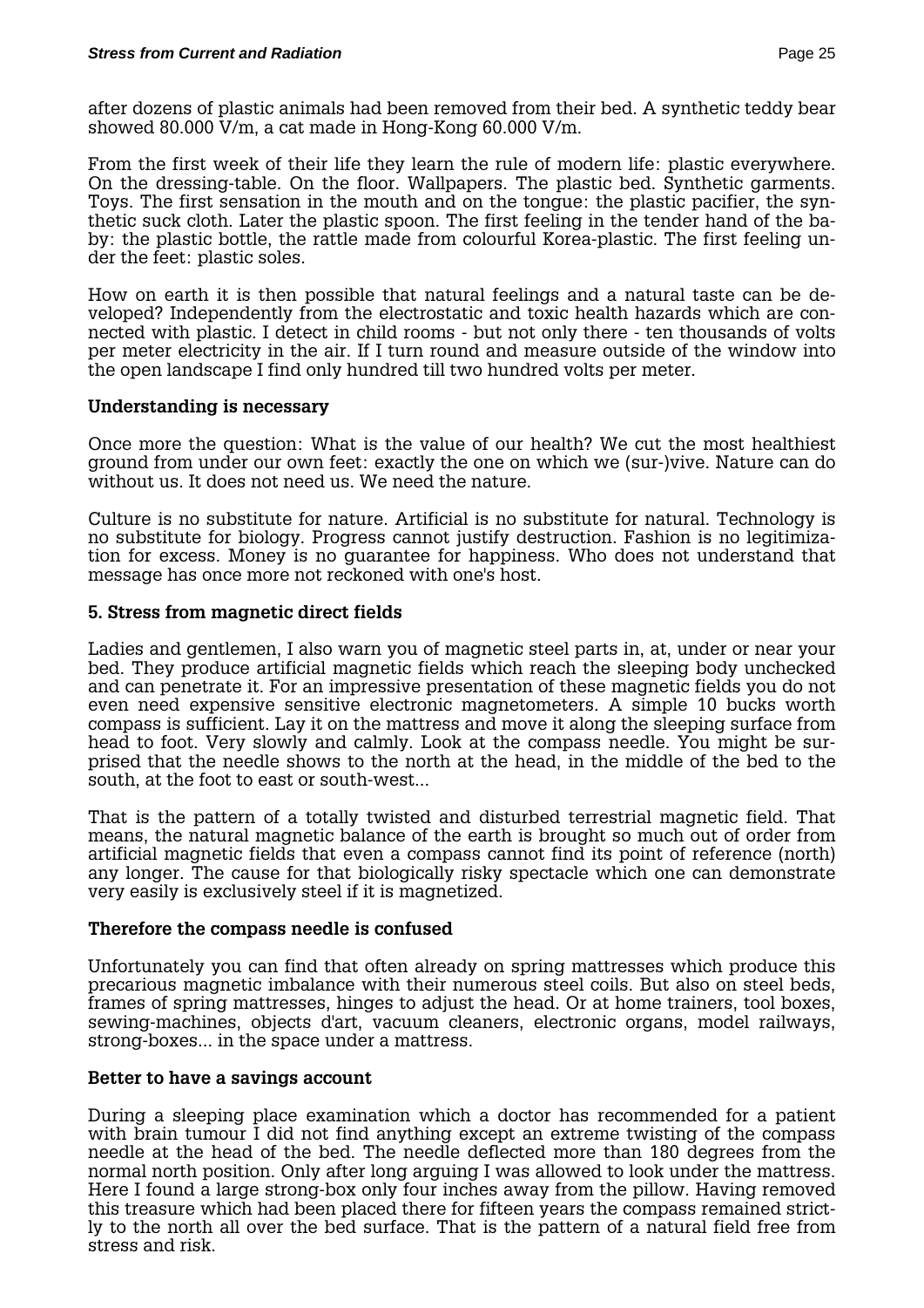after dozens of plastic animals had been removed from their bed. A synthetic teddy bear showed 80.000 V/m, a cat made in Hong-Kong 60.000 V/m.

From the first week of their life they learn the rule of modern life: plastic everywhere. On the dressing-table. On the floor. Wallpapers. The plastic bed. Synthetic garments. Toys. The first sensation in the mouth and on the tongue: the plastic pacifier, the synthetic suck cloth. Later the plastic spoon. The first feeling in the tender hand of the baby: the plastic bottle, the rattle made from colourful Korea-plastic. The first feeling under the feet: plastic soles.

How on earth it is then possible that natural feelings and a natural taste can be developed? Independently from the electrostatic and toxic health hazards which are connected with plastic. I detect in child rooms - but not only there - ten thousands of volts per meter electricity in the air. If I turn round and measure outside of the window into the open landscape I find only hundred till two hundred volts per meter.

### Understanding is necessary

Once more the question: What is the value of our health? We cut the most healthiest ground from under our own feet: exactly the one on which we (sur-)vive. Nature can do without us. It does not need us. We need the nature.

Culture is no substitute for nature. Artificial is no substitute for natural. Technology is no substitute for biology. Progress cannot justify destruction. Fashion is no legitimization for excess. Money is no guarantee for happiness. Who does not understand that message has once more not reckoned with one's host.

## 5. Stress from magnetic direct fields

Ladies and gentlemen, I also warn you of magnetic steel parts in, at, under or near your bed. They produce artificial magnetic fields which reach the sleeping body unchecked and can penetrate it. For an impressive presentation of these magnetic fields you do not even need expensive sensitive electronic magnetometers. A simple 10 bucks worth compass is sufficient. Lay it on the mattress and move it along the sleeping surface from head to foot. Very slowly and calmly. Look at the compass needle. You might be surprised that the needle shows to the north at the head, in the middle of the bed to the south, at the foot to east or south-west...

That is the pattern of a totally twisted and disturbed terrestrial magnetic field. That means, the natural magnetic balance of the earth is brought so much out of order from artificial magnetic fields that even a compass cannot find its point of reference (north) any longer. The cause for that biologically risky spectacle which one can demonstrate very easily is exclusively steel if it is magnetized.

### Therefore the compass needle is confused

Unfortunately you can find that often already on spring mattresses which produce this precarious magnetic imbalance with their numerous steel coils. But also on steel beds, frames of spring mattresses, hinges to adjust the head. Or at home trainers, tool boxes, sewing-machines, objects d'art, vacuum cleaners, electronic organs, model railways, strong-boxes... in the space under a mattress.

### Better to have a savings account

During a sleeping place examination which a doctor has recommended for a patient with brain tumour I did not find anything except an extreme twisting of the compass needle at the head of the bed. The needle deflected more than 180 degrees from the normal north position. Only after long arguing I was allowed to look under the mattress. Here I found a large strong-box only four inches away from the pillow. Having removed this treasure which had been placed there for fifteen years the compass remained strictly to the north all over the bed surface. That is the pattern of a natural field free from stress and risk.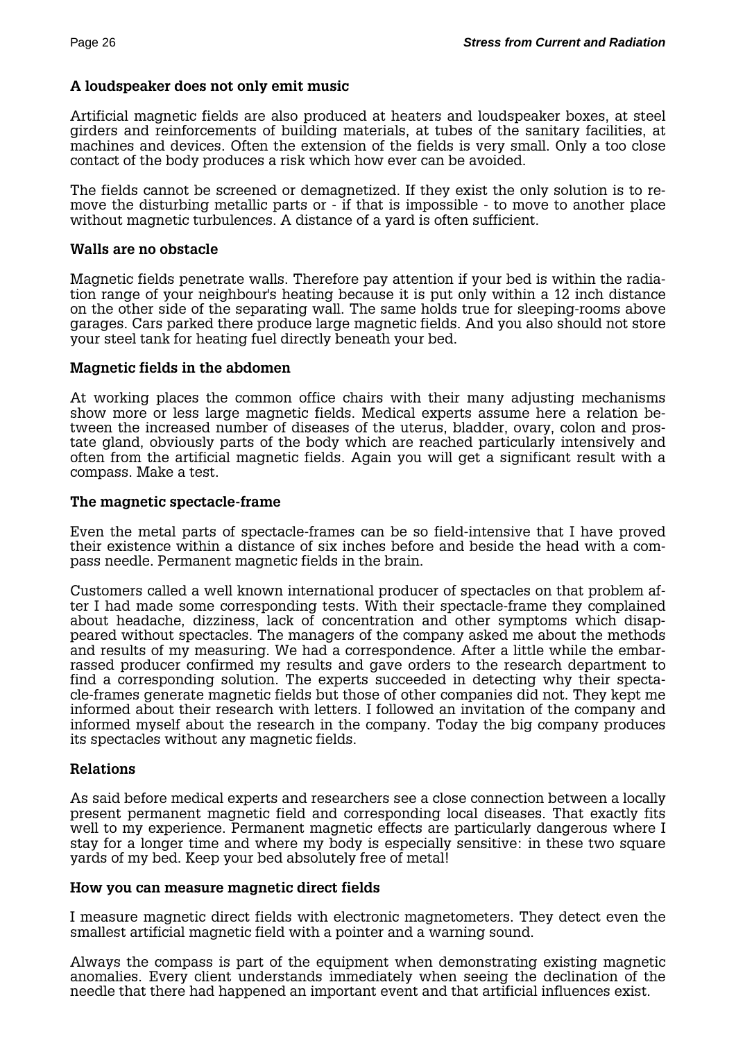### A loudspeaker does not only emit music

Artificial magnetic fields are also produced at heaters and loudspeaker boxes, at steel girders and reinforcements of building materials, at tubes of the sanitary facilities, at machines and devices. Often the extension of the fields is very small. Only a too close contact of the body produces a risk which how ever can be avoided.

The fields cannot be screened or demagnetized. If they exist the only solution is to remove the disturbing metallic parts or - if that is impossible - to move to another place without magnetic turbulences. A distance of a yard is often sufficient.

### Walls are no obstacle

Magnetic fields penetrate walls. Therefore pay attention if your bed is within the radiation range of your neighbour's heating because it is put only within a 12 inch distance on the other side of the separating wall. The same holds true for sleeping-rooms above garages. Cars parked there produce large magnetic fields. And you also should not store your steel tank for heating fuel directly beneath your bed.

### Magnetic fields in the abdomen

At working places the common office chairs with their many adjusting mechanisms show more or less large magnetic fields. Medical experts assume here a relation between the increased number of diseases of the uterus, bladder, ovary, colon and prostate gland, obviously parts of the body which are reached particularly intensively and often from the artificial magnetic fields. Again you will get a significant result with a compass. Make a test.

### The magnetic spectacle-frame

Even the metal parts of spectacle-frames can be so field-intensive that I have proved their existence within a distance of six inches before and beside the head with a compass needle. Permanent magnetic fields in the brain.

Customers called a well known international producer of spectacles on that problem after I had made some corresponding tests. With their spectacle-frame they complained about headache, dizziness, lack of concentration and other symptoms which disappeared without spectacles. The managers of the company asked me about the methods and results of my measuring. We had a correspondence. After a little while the embarrassed producer confirmed my results and gave orders to the research department to find a corresponding solution. The experts succeeded in detecting why their spectacle-frames generate magnetic fields but those of other companies did not. They kept me informed about their research with letters. I followed an invitation of the company and informed myself about the research in the company. Today the big company produces its spectacles without any magnetic fields.

### Relations

As said before medical experts and researchers see a close connection between a locally present permanent magnetic field and corresponding local diseases. That exactly fits well to my experience. Permanent magnetic effects are particularly dangerous where I stay for a longer time and where my body is especially sensitive: in these two square yards of my bed. Keep your bed absolutely free of metal!

### How you can measure magnetic direct fields

I measure magnetic direct fields with electronic magnetometers. They detect even the smallest artificial magnetic field with a pointer and a warning sound.

Always the compass is part of the equipment when demonstrating existing magnetic anomalies. Every client understands immediately when seeing the declination of the needle that there had happened an important event and that artificial influences exist.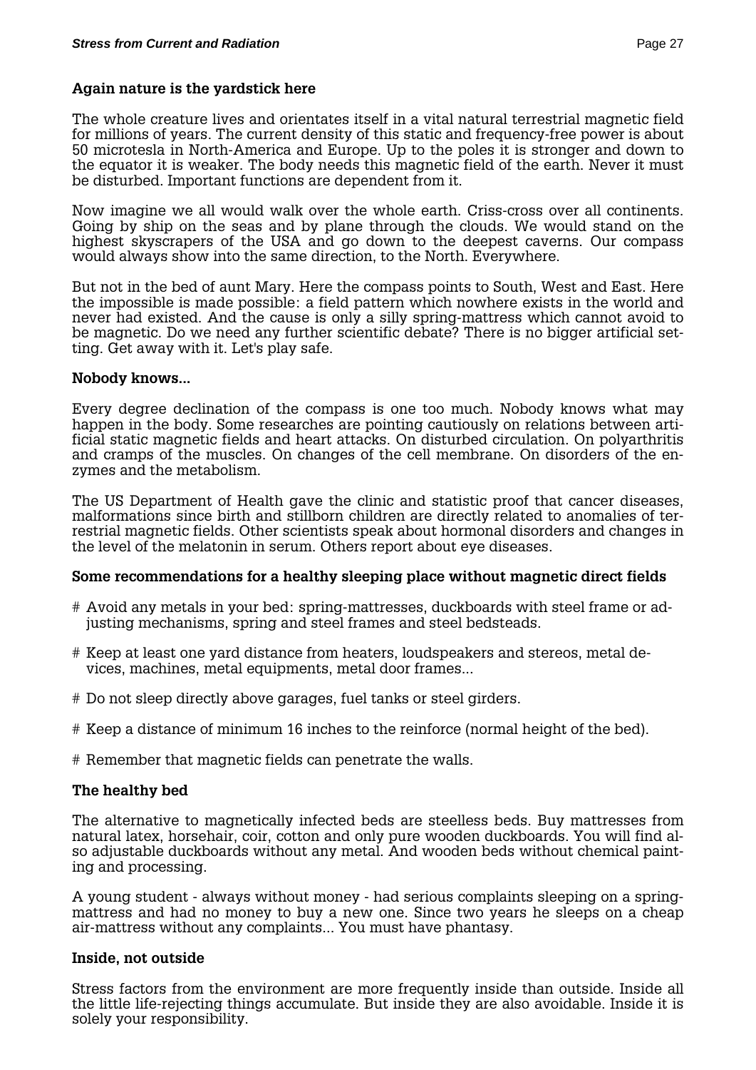**Again nature is the yardstick here**

The whole creature lives and orientates itself in a vital natural terrestrial magnetic field for millions of years. The current density of this static and frequency-free power is about 50 microtesla in North-America and Europe. Up to the poles it is stronger and down to the equator it is weaker. The body needs this magnetic field of the earth. Never it must be disturbed. Important functions are dependent from it.

Now imagine we all would walk over the whole earth. Criss-cross over all continents. Going by ship on the seas and by plane through the clouds. We would stand on the highest skyscrapers of the USA and go down to the deepest caverns. Our compass would always show into the same direction, to the North. Everywhere.

But not in the bed of aunt Mary. Here the compass points to South, West and East. Here the impossible is made possible: a field pattern which nowhere exists in the world and never had existed. And the cause is only a silly spring-mattress which cannot avoid to be magnetic. Do we need any further scientific debate? There is no bigger artificial setting. Get away with it. Let's play safe.

**Nobody knows...**

Every degree declination of the compass is one too much. Nobody knows what may happen in the body. Some researches are pointing cautiously on relations between artificial static magnetic fields and heart attacks. On disturbed circulation. On polyarthritis and cramps of the muscles. On changes of the cell membrane. On disorders of the enzymes and the metabolism.

The US Department of Health gave the clinic and statistic proof that cancer diseases, malformations since birth and stillborn children are directly related to anomalies of terrestrial magnetic fields. Other scientists speak about hormonal disorders and changes in the level of the melatonin in serum. Others report about eye diseases.

**Some recommendations for a healthy sleeping place without magnetic direct fields**

# Avoid any metals in your bed: spring-mattresses, duckboards with steel frame or adjusting mechanisms, spring and steel frames and steel bedsteads.

# Keep at least one yard distance from heaters, loudspeakers and stereos, metal devices, machines, metal equipments, metal door frames...

# Do not sleep directly above garages, fuel tanks or steel girders.

# Keep a distance of minimum 16 inches to the reinforce (normal height of the bed).

# Remember that magnetic fields can penetrate the walls.

**The healthy bed**

The alternative to magnetically infected beds are steelless beds. Buy mattresses from natural latex, horsehair, coir, cotton and only pure wooden duckboards. You will find also adjustable duckboards without any metal. And wooden beds without chemical painting and processing.

A young student - always without money - had serious complaints sleeping on a spring-mattress and had no money to buy a new one. Since two years he sleeps on a cheap air-mattress without any complaints... You must have phantasy.

**Inside, not outside**

Stress factors from the environment are more frequently inside than outside. Inside all the little life-rejecting things accumulate. But inside they are also avoidable. Inside it is solely your responsibility.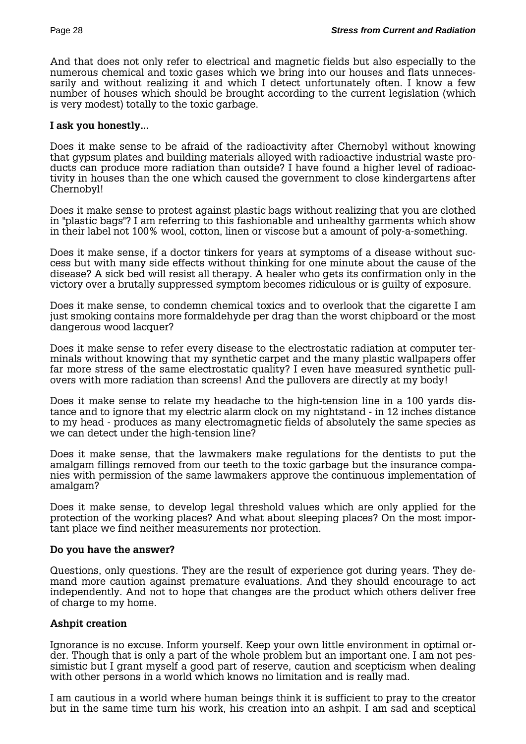And that does not only refer to electrical and magnetic fields but also especially to the numerous chemical and toxic gases which we bring into our houses and flats unnecessarily and without realizing it and which I detect unfortunately often. I know a few number of houses which should be brought according to the current legislation (which is very modest) totally to the toxic garbage.

**I ask you honestly...**

Does it make sense to be afraid of the radioactivity after Chernobyl without knowing that gypsum plates and building materials alloyed with radioactive industrial waste products can produce more radiation than outside? I have found a higher level of radioactivity in houses than the one which caused the government to close kindergartens after Chernobyl!

Does it make sense to protest against plastic bags without realizing that you are clothed in "plastic bags"? I am referring to this fashionable and unhealthy garments which show in their label not 100% wool, cotton, linen or viscose but a amount of poly-a-something.

Does it make sense, if a doctor tinkers for years at symptoms of a disease without success but with many side effects without thinking for one minute about the cause of the disease? A sick bed will resist all therapy. A healer who gets its confirmation only in the victory over a brutally suppressed symptom becomes ridiculous or is guilty of exposure.

Does it make sense, to condemn chemical toxics and to overlook that the cigarette I am just smoking contains more formaldehyde per drag than the worst chipboard or the most dangerous wood lacquer?

Does it make sense to refer every disease to the electrostatic radiation at computer terminals without knowing that my synthetic carpet and the many plastic wallpapers offer far more stress of the same electrostatic quality? I even have measured synthetic pullovers with more radiation than screens! And the pullovers are directly at my body!

Does it make sense to relate my headache to the high-tension line in a 100 yards distance and to ignore that my electric alarm clock on my nightstand - in 12 inches distance to my head - produces as many electromagnetic fields of absolutely the same species as we can detect under the high-tension line?

Does it make sense, that the lawmakers make regulations for the dentists to put the amalgam fillings removed from our teeth to the toxic garbage but the insurance companies with permission of the same lawmakers approve the continuous implementation of amalgam?

Does it make sense, to develop legal threshold values which are only applied for the protection of the working places? And what about sleeping places? On the most important place we find neither measurements nor protection.

**Do you have the answer?**

Questions, only questions. They are the result of experience got during years. They demand more caution against premature evaluations. And they should encourage to act independently. And not to hope that changes are the product which others deliver free of charge to my home.

**Ashpit creation**

Ignorance is no excuse. Inform yourself. Keep your own little environment in optimal order. Though that is only a part of the whole problem but an important one. I am not pessimistic but I grant myself a good part of reserve, caution and scepticism when dealing with other persons in a world which knows no limitation and is really mad.

I am cautious in a world where human beings think it is sufficient to pray to the creator but in the same time turn his work, his creation into an ashpit. I am sad and sceptical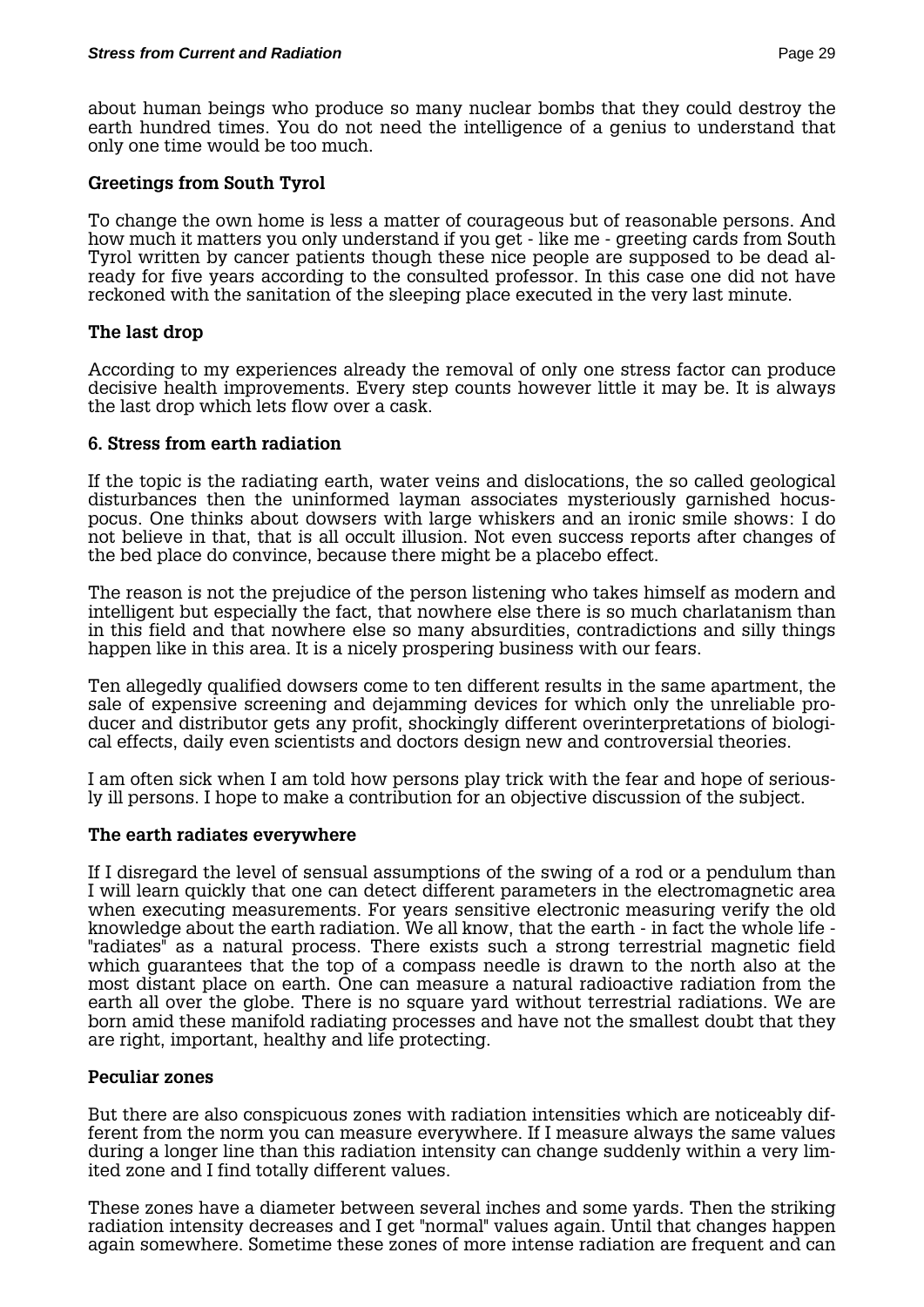about human beings who produce so many nuclear bombs that they could destroy the earth hundred times. You do not need the intelligence of a genius to understand that only one time would be too much.

**Greetings from South Tyrol**

To change the own home is less a matter of courageous but of reasonable persons. And how much it matters you only understand if you get - like me - greeting cards from South Tyrol written by cancer patients though these nice people are supposed to be dead already for five years according to the consulted professor. In this case one did not have reckoned with the sanitation of the sleeping place executed in the very last minute.

**The last drop**

According to my experiences already the removal of only one stress factor can produce decisive health improvements. Every step counts however little it may be. It is always the last drop which lets flow over a cask.

## 6. Stress from earth radiation

If the topic is the radiating earth, water veins and dislocations, the so called geological disturbances then the uninformed layman associates mysteriously garnished hocus-pocus. One thinks about dowsers with large whiskers and an ironic smile shows: I do not believe in that, that is all occult illusion. Not even success reports after changes of the bed place do convince, because there might be a placebo effect.

The reason is not the prejudice of the person listening who takes himself as modern and intelligent but especially the fact, that nowhere else there is so much charlatanism than in this field and that nowhere else so many absurdities, contradictions and silly things happen like in this area. It is a nicely prospering business with our fears.

Ten allegedly qualified dowsers come to ten different results in the same apartment, the sale of expensive screening and dejamming devices for which only the unreliable producer and distributor gets any profit, shockingly different overinterpretations of biological effects, daily even scientists and doctors design new and controversial theories.

I am often sick when I am told how persons play trick with the fear and hope of seriously ill persons. I hope to make a contribution for an objective discussion of the subject.

**The earth radiates everywhere**

If I disregard the level of sensual assumptions of the swing of a rod or a pendulum than I will learn quickly that one can detect different parameters in the electromagnetic area when executing measurements. For years sensitive electronic measuring verify the old knowledge about the earth radiation. We all know, that the earth - in fact the whole life - "radiates" as a natural process. There exists such a strong terrestrial magnetic field which guarantees that the top of a compass needle is drawn to the north also at the most distant place on earth. One can measure a natural radioactive radiation from the earth all over the globe. There is no square yard without terrestrial radiations. We are born amid these manifold radiating processes and have not the smallest doubt that they are right, important, healthy and life protecting.

**Peculiar zones**

But there are also conspicuous zones with radiation intensities which are noticeably different from the norm you can measure everywhere. If I measure always the same values during a longer line than this radiation intensity can change suddenly within a very limited zone and I find totally different values.

These zones have a diameter between several inches and some yards. Then the striking radiation intensity decreases and I get "normal" values again. Until that changes happen again somewhere. Sometime these zones of more intense radiation are frequent and can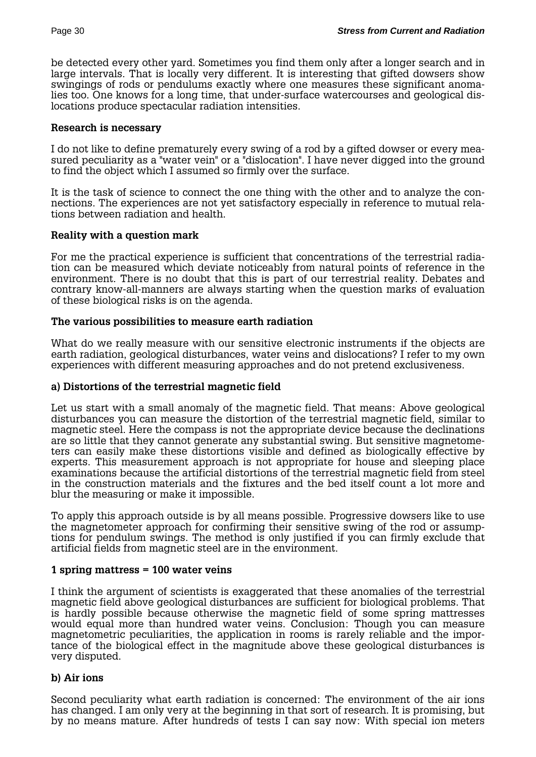be detected every other yard. Sometimes you find them only after a longer search and in large intervals. That is locally very different. It is interesting that gifted dowsers show swingings of rods or pendulums exactly where one measures these significant anomalies too. One knows for a long time, that under-surface watercourses and geological dislocations produce spectacular radiation intensities.

**Research is necessary**

I do not like to define prematurely every swing of a rod by a gifted dowser or every measured peculiarity as a "water vein" or a "dislocation". I have never digged into the ground to find the object which I assumed so firmly over the surface.

It is the task of science to connect the one thing with the other and to analyze the connections. The experiences are not yet satisfactory especially in reference to mutual relations between radiation and health.

**Reality with a question mark**

For me the practical experience is sufficient that concentrations of the terrestrial radiation can be measured which deviate noticeably from natural points of reference in the environment. There is no doubt that this is part of our terrestrial reality. Debates and contrary know-all-manners are always starting when the question marks of evaluation of these biological risks is on the agenda.

**The various possibilities to measure earth radiation**

What do we really measure with our sensitive electronic instruments if the objects are earth radiation, geological disturbances, water veins and dislocations? I refer to my own experiences with different measuring approaches and do not pretend exclusiveness.

**a) Distortions of the terrestrial magnetic field**

Let us start with a small anomaly of the magnetic field. That means: Above geological disturbances you can measure the distortion of the terrestrial magnetic field, similar to magnetic steel. Here the compass is not the appropriate device because the declinations are so little that they cannot generate any substantial swing. But sensitive magnetometers can easily make these distortions visible and defined as biologically effective by experts. This measurement approach is not appropriate for house and sleeping place examinations because the artificial distortions of the terrestrial magnetic field from steel in the construction materials and the fixtures and the bed itself count a lot more and blur the measuring or make it impossible.

To apply this approach outside is by all means possible. Progressive dowsers like to use the magnetometer approach for confirming their sensitive swing of the rod or assumptions for pendulum swings. The method is only justified if you can firmly exclude that artificial fields from magnetic steel are in the environment.

**1 spring mattress = 100 water veins**

I think the argument of scientists is exaggerated that these anomalies of the terrestrial magnetic field above geological disturbances are sufficient for biological problems. That is hardly possible because otherwise the magnetic field of some spring mattresses would equal more than hundred water veins. Conclusion: Though you can measure magnetometric peculiarities, the application in rooms is rarely reliable and the importance of the biological effect in the magnitude above these geological disturbances is very disputed.

**b) Air ions**

Second peculiarity what earth radiation is concerned: The environment of the air ions has changed. I am only very at the beginning in that sort of research. It is promising, but by no means mature. After hundreds of tests I can say now: With special ion meters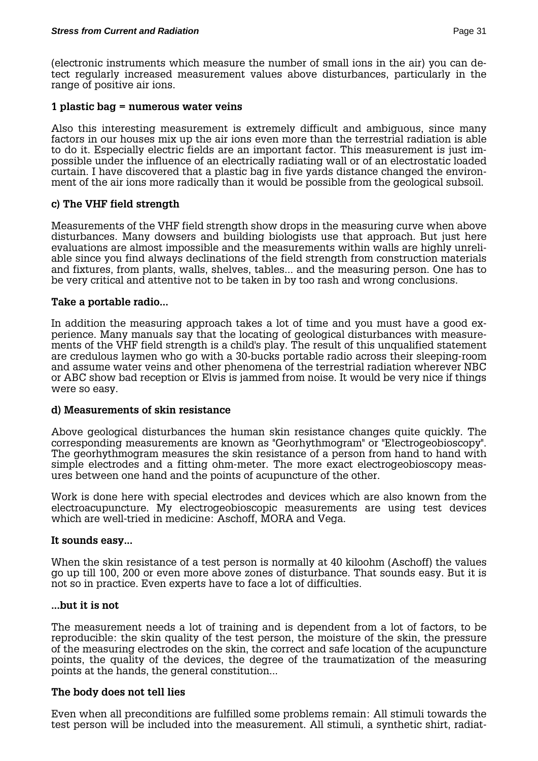(electronic instruments which measure the number of small ions in the air) you can detect regularly increased measurement values above disturbances, particularly in the range of positive air ions.

**1 plastic bag = numerous water veins**

Also this interesting measurement is extremely difficult and ambiguous, since many factors in our houses mix up the air ions even more than the terrestrial radiation is able to do it. Especially electric fields are an important factor. This measurement is just impossible under the influence of an electrically radiating wall or of an electrostatic loaded curtain. I have discovered that a plastic bag in five yards distance changed the environment of the air ions more radically than it would be possible from the geological subsoil.

**c) The VHF field strength**

Measurements of the VHF field strength show drops in the measuring curve when above disturbances. Many dowsers and building biologists use that approach. But just here evaluations are almost impossible and the measurements within walls are highly unreliable since you find always declinations of the field strength from construction materials and fixtures, from plants, walls, shelves, tables... and the measuring person. One has to be very critical and attentive not to be taken in by too rash and wrong conclusions.

**Take a portable radio...**

In addition the measuring approach takes a lot of time and you must have a good experience. Many manuals say that the locating of geological disturbances with measurements of the VHF field strength is a child's play. The result of this unqualified statement are credulous laymen who go with a 30-bucks portable radio across their sleeping-room and assume water veins and other phenomena of the terrestrial radiation wherever NBC or ABC show bad reception or Elvis is jammed from noise. It would be very nice if things were so easy.

**d) Measurements of skin resistance**

Above geological disturbances the human skin resistance changes quite quickly. The corresponding measurements are known as "Georhythmogram" or "Electrogeobioscopy". The georhythmogram measures the skin resistance of a person from hand to hand with simple electrodes and a fitting ohm-meter. The more exact electrogeobioscopy measures between one hand and the points of acupuncture of the other.

Work is done here with special electrodes and devices which are also known from the electroacupuncture. My electrogeobioscopic measurements are using test devices which are well-tried in medicine: Aschoff, MORA and Vega.

**It sounds easy...**

When the skin resistance of a test person is normally at 40 kiloohm (Aschoff) the values go up till 100, 200 or even more above zones of disturbance. That sounds easy. But it is not so in practice. Even experts have to face a lot of difficulties.

**...but it is not**

The measurement needs a lot of training and is dependent from a lot of factors, to be reproducible: the skin quality of the test person, the moisture of the skin, the pressure of the measuring electrodes on the skin, the correct and safe location of the acupuncture points, the quality of the devices, the degree of the traumatization of the measuring points at the hands, the general constitution...

**The body does not tell lies**

Even when all preconditions are fulfilled some problems remain: All stimuli towards the test person will be included into the measurement. All stimuli, a synthetic shirt, radiat-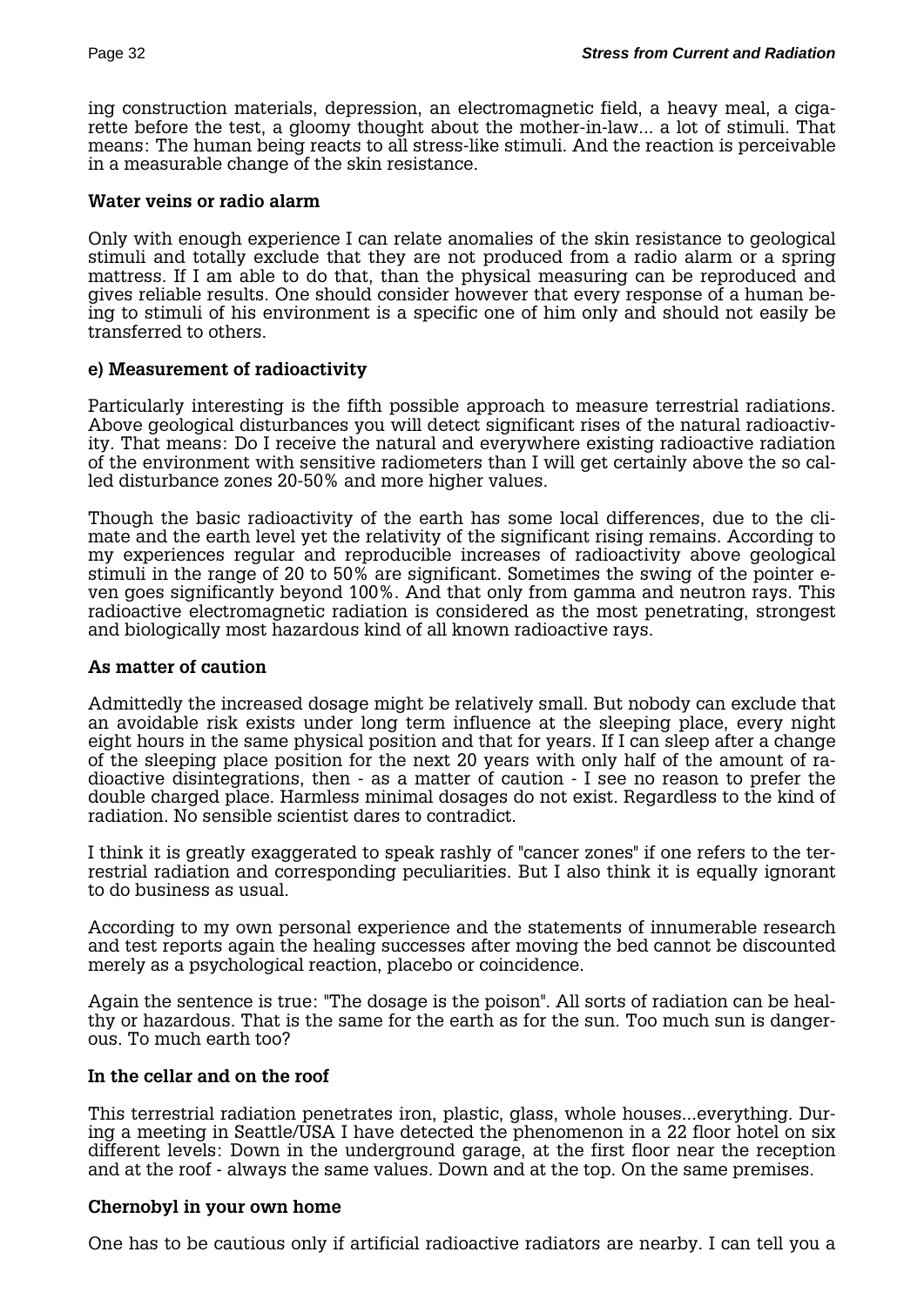ing construction materials, depression, an electromagnetic field, a heavy meal, a cigarette before the test, a gloomy thought about the mother-in-law... a lot of stimuli. That means: The human being reacts to all stress-like stimuli. And the reaction is perceivable in a measurable change of the skin resistance.

### Water veins or radio alarm

Only with enough experience I can relate anomalies of the skin resistance to geological stimuli and totally exclude that they are not produced from a radio alarm or a spring mattress. If I am able to do that, than the physical measuring can be reproduced and gives reliable results. One should consider however that every response of a human being to stimuli of his environment is a specific one of him only and should not easily be transferred to others.

### e) Measurement of radioactivity

Particularly interesting is the fifth possible approach to measure terrestrial radiations. Above geological disturbances you will detect significant rises of the natural radioactivity. That means: Do I receive the natural and everywhere existing radioactive radiation of the environment with sensitive radiometers than I will get certainly above the so called disturbance zones 20-50% and more higher values.

Though the basic radioactivity of the earth has some local differences, due to the climate and the earth level yet the relativity of the significant rising remains. According to my experiences regular and reproducible increases of radioactivity above geological stimuli in the range of 20 to 50% are significant. Sometimes the swing of the pointer even goes significantly beyond 100%. And that only from gamma and neutron rays. This radioactive electromagnetic radiation is considered as the most penetrating, strongest and biologically most hazardous kind of all known radioactive rays.

### As matter of caution

Admittedly the increased dosage might be relatively small. But nobody can exclude that an avoidable risk exists under long term influence at the sleeping place, every night eight hours in the same physical position and that for years. If I can sleep after a change of the sleeping place position for the next 20 years with only half of the amount of radioactive disintegrations, then - as a matter of caution - I see no reason to prefer the double charged place. Harmless minimal dosages do not exist. Regardless to the kind of radiation. No sensible scientist dares to contradict.

I think it is greatly exaggerated to speak rashly of "cancer zones" if one refers to the terrestrial radiation and corresponding peculiarities. But I also think it is equally ignorant to do business as usual.

According to my own personal experience and the statements of innumerable research and test reports again the healing successes after moving the bed cannot be discounted merely as a psychological reaction, placebo or coincidence.

Again the sentence is true: "The dosage is the poison". All sorts of radiation can be healthy or hazardous. That is the same for the earth as for the sun. Too much sun is dangerous. To much earth too?

### In the cellar and on the roof

This terrestrial radiation penetrates iron, plastic, glass, whole houses...everything. During a meeting in Seattle/USA I have detected the phenomenon in a 22 floor hotel on six different levels: Down in the underground garage, at the first floor near the reception and at the roof - always the same values. Down and at the top. On the same premises.

### Chernobyl in your own home

One has to be cautious only if artificial radioactive radiators are nearby. I can tell you a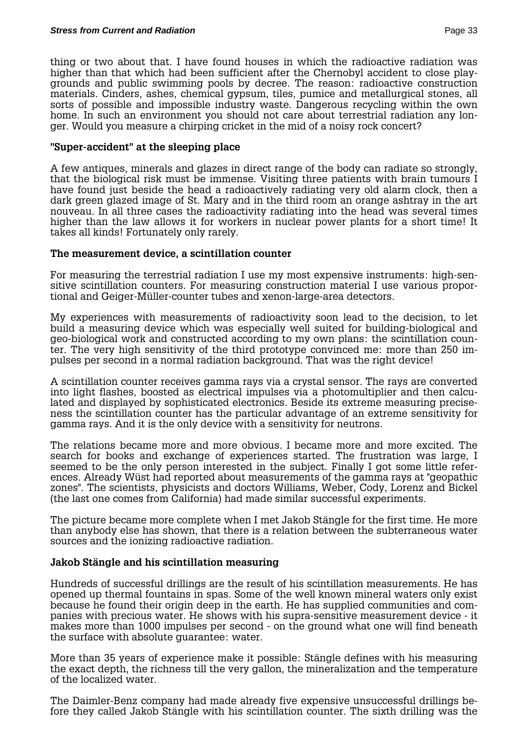thing or two about that. I have found houses in which the radioactive radiation was higher than that which had been sufficient after the Chernobyl accident to close play-grounds and public swimming pools by decree. The reason: radioactive construction materials. Cinders, ashes, chemical gypsum, tiles, pumice and metallurgical stones, all sorts of possible and impossible industry waste. Dangerous recycling within the own home. In such an environment you should not care about terrestrial radiation any longer. Would you measure a chirping cricket in the mid of a noisy rock concert?

### "Super-accident" at the sleeping place

A few antiques, minerals and glazes in direct range of the body can radiate so strongly, that the biological risk must be immense. Visiting three patients with brain tumours I have found just beside the head a radioactively radiating very old alarm clock, then a dark green glazed image of St. Mary and in the third room an orange ashtray in the art nouveau. In all three cases the radioactivity radiating into the head was several times higher than the law allows it for workers in nuclear power plants for a short time! It takes all kinds! Fortunately only rarely.

### The measurement device, a scintillation counter

For measuring the terrestrial radiation I use my most expensive instruments: high-sensitive scintillation counters. For measuring construction material I use various proportional and Geiger-Müller-counter tubes and xenon-large-area detectors.

My experiences with measurements of radioactivity soon lead to the decision, to let build a measuring device which was especially well suited for building-biological and geo-biological work and constructed according to my own plans: the scintillation counter. The very high sensitivity of the third prototype convinced me: more than 250 impulses per second in a normal radiation background. That was the right device!

A scintillation counter receives gamma rays via a crystal sensor. The rays are converted into light flashes, boosted as electrical impulses via a photomultiplier and then calculated and displayed by sophisticated electronics. Beside its extreme measuring preciseness the scintillation counter has the particular advantage of an extreme sensitivity for gamma rays. And it is the only device with a sensitivity for neutrons.

The relations became more and more obvious. I became more and more excited. The search for books and exchange of experiences started. The frustration was large, I seemed to be the only person interested in the subject. Finally I got some little references. Already Wüst had reported about measurements of the gamma rays at "geopathic zones". The scientists, physicists and doctors Williams, Weber, Cody, Lorenz and Bickel (the last one comes from California) had made similar successful experiments.

The picture became more complete when I met Jakob Stängle for the first time. He more than anybody else has shown, that there is a relation between the subterraneous water sources and the ionizing radioactive radiation.

### Jakob Stängle and his scintillation measuring

Hundreds of successful drillings are the result of his scintillation measurements. He has opened up thermal fountains in spas. Some of the well known mineral waters only exist because he found their origin deep in the earth. He has supplied communities and companies with precious water. He shows with his supra-sensitive measurement device - it makes more than 1000 impulses per second - on the ground what one will find beneath the surface with absolute guarantee: water.

More than 35 years of experience make it possible: Stängle defines with his measuring the exact depth, the richness till the very gallon, the mineralization and the temperature of the localized water.

The Daimler-Benz company had made already five expensive unsuccessful drillings before they called Jakob Stängle with his scintillation counter. The sixth drilling was the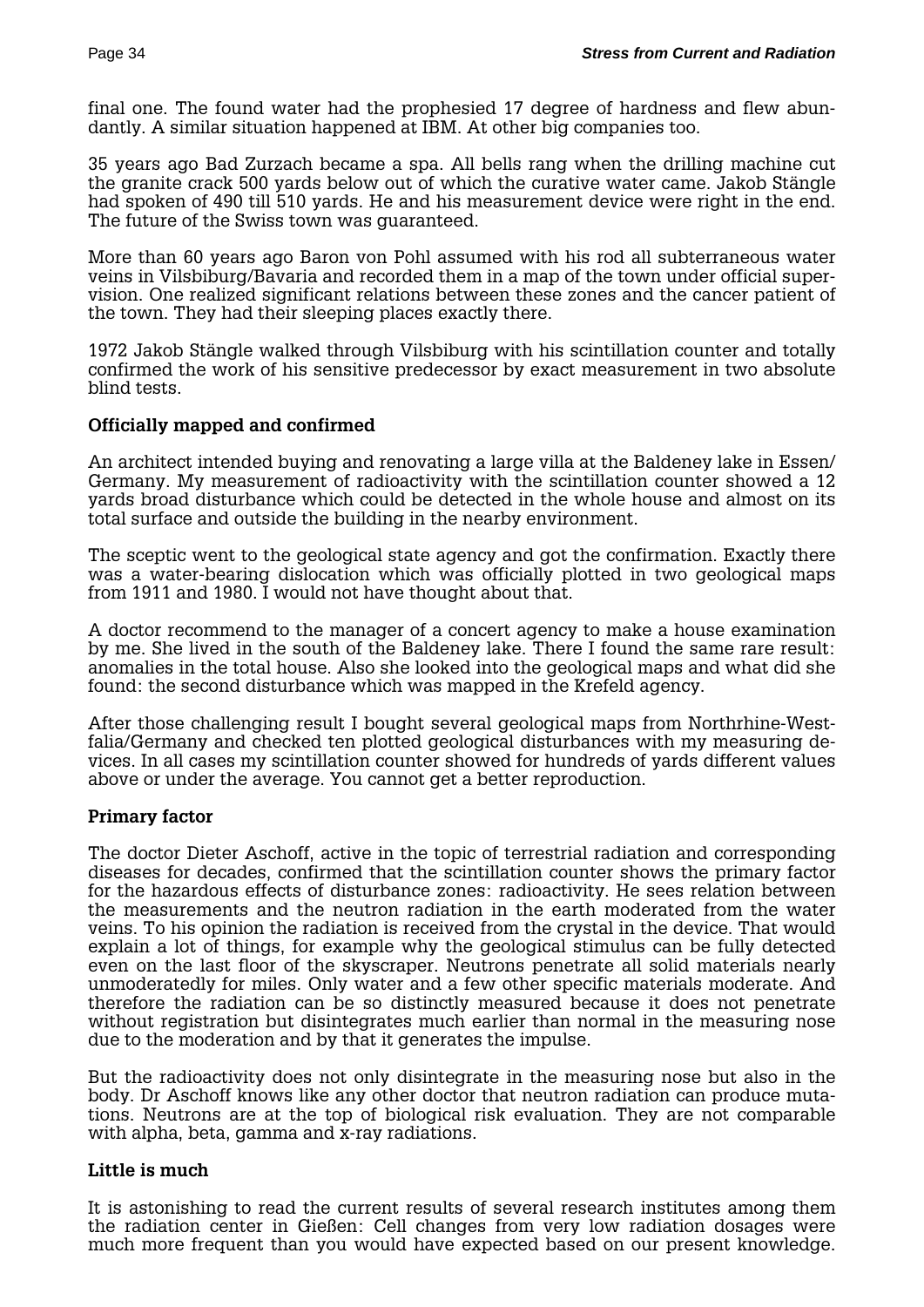final one. The found water had the prophesied 17 degree of hardness and flew abundantly. A similar situation happened at IBM. At other big companies too.

35 years ago Bad Zurzach became a spa. All bells rang when the drilling machine cut the granite crack 500 yards below out of which the curative water came. Jakob Stängle had spoken of 490 till 510 yards. He and his measurement device were right in the end. The future of the Swiss town was guaranteed.

More than 60 years ago Baron von Pohl assumed with his rod all subterraneous water veins in Vilsbiburg/Bavaria and recorded them in a map of the town under official supervision. One realized significant relations between these zones and the cancer patient of the town. They had their sleeping places exactly there.

1972 Jakob Stängle walked through Vilsbiburg with his scintillation counter and totally confirmed the work of his sensitive predecessor by exact measurement in two absolute blind tests.

### Officially mapped and confirmed

An architect intended buying and renovating a large villa at the Baldeney lake in Essen/Germany. My measurement of radioactivity with the scintillation counter showed a 12 yards broad disturbance which could be detected in the whole house and almost on its total surface and outside the building in the nearby environment.

The sceptic went to the geological state agency and got the confirmation. Exactly there was a water-bearing dislocation which was officially plotted in two geological maps from 1911 and 1980. I would not have thought about that.

A doctor recommend to the manager of a concert agency to make a house examination by me. She lived in the south of the Baldeney lake. There I found the same rare result: anomalies in the total house. Also she looked into the geological maps and what did she found: the second disturbance which was mapped in the Krefeld agency.

After those challenging result I bought several geological maps from Northrhine-Westfalia/Germany and checked ten plotted geological disturbances with my measuring devices. In all cases my scintillation counter showed for hundreds of yards different values above or under the average. You cannot get a better reproduction.

### Primary factor

The doctor Dieter Aschoff, active in the topic of terrestrial radiation and corresponding diseases for decades, confirmed that the scintillation counter shows the primary factor for the hazardous effects of disturbance zones: radioactivity. He sees relation between the measurements and the neutron radiation in the earth moderated from the water veins. To his opinion the radiation is received from the crystal in the device. That would explain a lot of things, for example why the geological stimulus can be fully detected even on the last floor of the skyscraper. Neutrons penetrate all solid materials nearly unmoderatedly for miles. Only water and a few other specific materials moderate. And therefore the radiation can be so distinctly measured because it does not penetrate without registration but disintegrates much earlier than normal in the measuring nose due to the moderation and by that it generates the impulse.

But the radioactivity does not only disintegrate in the measuring nose but also in the body. Dr Aschoff knows like any other doctor that neutron radiation can produce mutations. Neutrons are at the top of biological risk evaluation. They are not comparable with alpha, beta, gamma and x-ray radiations.

### Little is much

It is astonishing to read the current results of several research institutes among them the radiation center in Gießen: Cell changes from very low radiation dosages were much more frequent than you would have expected based on our present knowledge.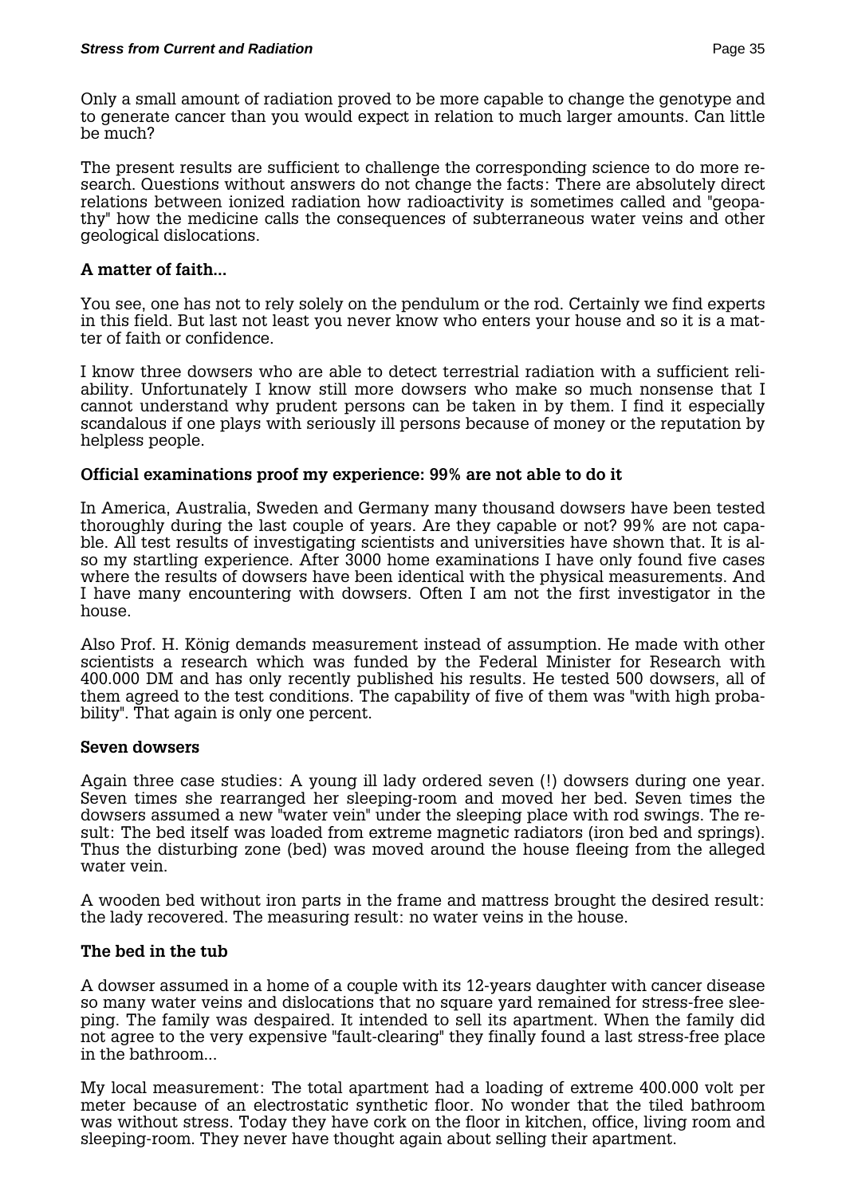Only a small amount of radiation proved to be more capable to change the genotype and to generate cancer than you would expect in relation to much larger amounts. Can little be much?

The present results are sufficient to challenge the corresponding science to do more research. Questions without answers do not change the facts: There are absolutely direct relations between ionized radiation how radioactivity is sometimes called and "geopathy" how the medicine calls the consequences of subterraneous water veins and other geological dislocations.

### A matter of faith...

You see, one has not to rely solely on the pendulum or the rod. Certainly we find experts in this field. But last not least you never know who enters your house and so it is a matter of faith or confidence.

I know three dowsers who are able to detect terrestrial radiation with a sufficient reliability. Unfortunately I know still more dowsers who make so much nonsense that I cannot understand why prudent persons can be taken in by them. I find it especially scandalous if one plays with seriously ill persons because of money or the reputation by helpless people.

### Official examinations proof my experience: 99% are not able to do it

In America, Australia, Sweden and Germany many thousand dowsers have been tested thoroughly during the last couple of years. Are they capable or not? 99% are not capable. All test results of investigating scientists and universities have shown that. It is also my startling experience. After 3000 home examinations I have only found five cases where the results of dowsers have been identical with the physical measurements. And I have many encountering with dowsers. Often I am not the first investigator in the house.

Also Prof. H. König demands measurement instead of assumption. He made with other scientists a research which was funded by the Federal Minister for Research with 400.000 DM and has only recently published his results. He tested 500 dowsers, all of them agreed to the test conditions. The capability of five of them was "with high probability". That again is only one percent.

### Seven dowsers

Again three case studies: A young ill lady ordered seven (!) dowsers during one year. Seven times she rearranged her sleeping-room and moved her bed. Seven times the dowsers assumed a new "water vein" under the sleeping place with rod swings. The result: The bed itself was loaded from extreme magnetic radiators (iron bed and springs). Thus the disturbing zone (bed) was moved around the house fleeing from the alleged water vein.

A wooden bed without iron parts in the frame and mattress brought the desired result: the lady recovered. The measuring result: no water veins in the house.

### The bed in the tub

A dowser assumed in a home of a couple with its 12-years daughter with cancer disease so many water veins and dislocations that no square yard remained for stress-free sleeping. The family was despaired. It intended to sell its apartment. When the family did not agree to the very expensive "fault-clearing" they finally found a last stress-free place in the bathroom...

My local measurement: The total apartment had a loading of extreme 400.000 volt per meter because of an electrostatic synthetic floor. No wonder that the tiled bathroom was without stress. Today they have cork on the floor in kitchen, office, living room and sleeping-room. They never have thought again about selling their apartment.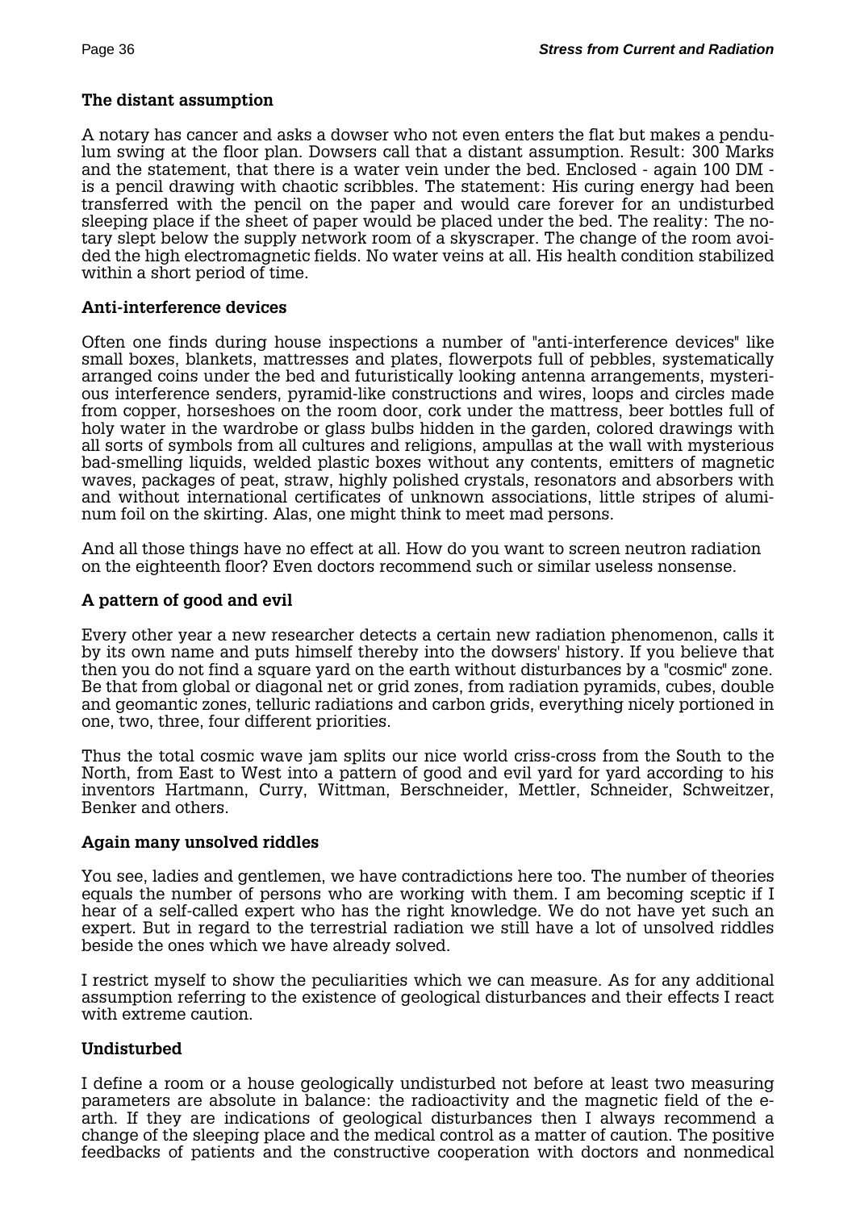### The distant assumption

A notary has cancer and asks a dowser who not even enters the flat but makes a pendulum swing at the floor plan. Dowsers call that a distant assumption. Result: 300 Marks and the statement, that there is a water vein under the bed. Enclosed - again 100 DM - is a pencil drawing with chaotic scribbles. The statement: His curing energy had been transferred with the pencil on the paper and would care forever for an undisturbed sleeping place if the sheet of paper would be placed under the bed. The reality: The notary slept below the supply network room of a skyscraper. The change of the room avoided the high electromagnetic fields. No water veins at all. His health condition stabilized within a short period of time.

### Anti-interference devices

Often one finds during house inspections a number of "anti-interference devices" like small boxes, blankets, mattresses and plates, flowerpots full of pebbles, systematically arranged coins under the bed and futuristically looking antenna arrangements, mysterious interference senders, pyramid-like constructions and wires, loops and circles made from copper, horseshoes on the room door, cork under the mattress, beer bottles full of holy water in the wardrobe or glass bulbs hidden in the garden, colored drawings with all sorts of symbols from all cultures and religions, ampullas at the wall with mysterious bad-smelling liquids, welded plastic boxes without any contents, emitters of magnetic waves, packages of peat, straw, highly polished crystals, resonators and absorbers with and without international certificates of unknown associations, little stripes of aluminum foil on the skirting. Alas, one might think to meet mad persons.

And all those things have no effect at all. How do you want to screen neutron radiation on the eighteenth floor? Even doctors recommend such or similar useless nonsense.

### A pattern of good and evil

Every other year a new researcher detects a certain new radiation phenomenon, calls it by its own name and puts himself thereby into the dowsers' history. If you believe that then you do not find a square yard on the earth without disturbances by a "cosmic" zone. Be that from global or diagonal net or grid zones, from radiation pyramids, cubes, double and geomantic zones, telluric radiations and carbon grids, everything nicely portioned in one, two, three, four different priorities.

Thus the total cosmic wave jam splits our nice world criss-cross from the South to the North, from East to West into a pattern of good and evil yard for yard according to his inventors Hartmann, Curry, Wittman, Berschneider, Mettler, Schneider, Schweitzer, Benker and others.

### Again many unsolved riddles

You see, ladies and gentlemen, we have contradictions here too. The number of theories equals the number of persons who are working with them. I am becoming sceptic if I hear of a self-called expert who has the right knowledge. We do not have yet such an expert. But in regard to the terrestrial radiation we still have a lot of unsolved riddles beside the ones which we have already solved.

I restrict myself to show the peculiarities which we can measure. As for any additional assumption referring to the existence of geological disturbances and their effects I react with extreme caution.

### Undisturbed

I define a room or a house geologically undisturbed not before at least two measuring parameters are absolute in balance: the radioactivity and the magnetic field of the earth. If they are indications of geological disturbances then I always recommend a change of the sleeping place and the medical control as a matter of caution. The positive feedbacks of patients and the constructive cooperation with doctors and nonmedical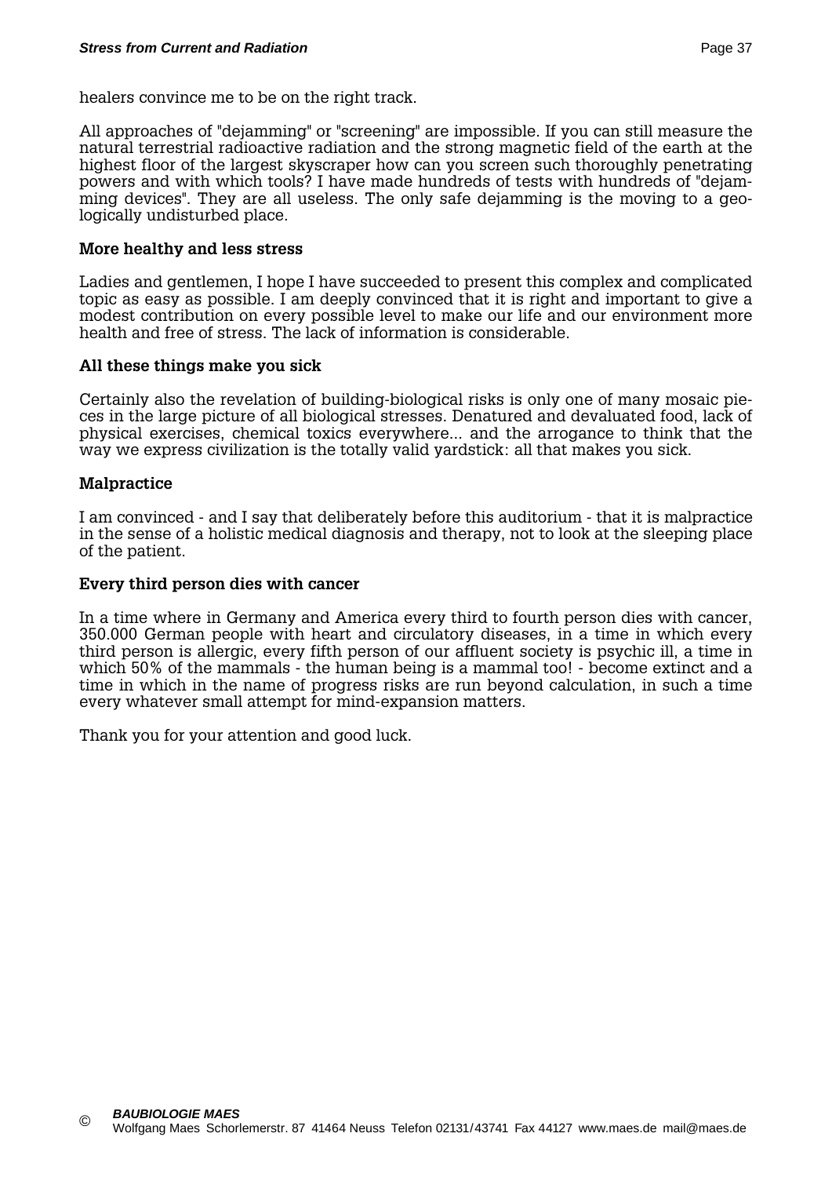healers convince me to be on the right track.

All approaches of "dejamming" or "screening" are impossible. If you can still measure the natural terrestrial radioactive radiation and the strong magnetic field of the earth at the highest floor of the largest skyscraper how can you screen such thoroughly penetrating powers and with which tools? I have made hundreds of tests with hundreds of "dejamming devices". They are all useless. The only safe dejamming is the moving to a geologically undisturbed place.

**More healthy and less stress**

Ladies and gentlemen, I hope I have succeeded to present this complex and complicated topic as easy as possible. I am deeply convinced that it is right and important to give a modest contribution on every possible level to make our life and our environment more health and free of stress. The lack of information is considerable.

**All these things make you sick**

Certainly also the revelation of building-biological risks is only one of many mosaic pieces in the large picture of all biological stresses. Denatured and devaluated food, lack of physical exercises, chemical toxics everywhere... and the arrogance to think that the way we express civilization is the totally valid yardstick: all that makes you sick.

**Malpractice**

I am convinced - and I say that deliberately before this auditorium - that it is malpractice in the sense of a holistic medical diagnosis and therapy, not to look at the sleeping place of the patient.

**Every third person dies with cancer**

In a time where in Germany and America every third to fourth person dies with cancer, 350.000 German people with heart and circulatory diseases, in a time in which every third person is allergic, every fifth person of our affluent society is psychic ill, a time in which 50% of the mammals - the human being is a mammal too! - become extinct and a time in which in the name of progress risks are run beyond calculation, in such a time every whatever small attempt for mind-expansion matters.

Thank you for your attention and good luck.